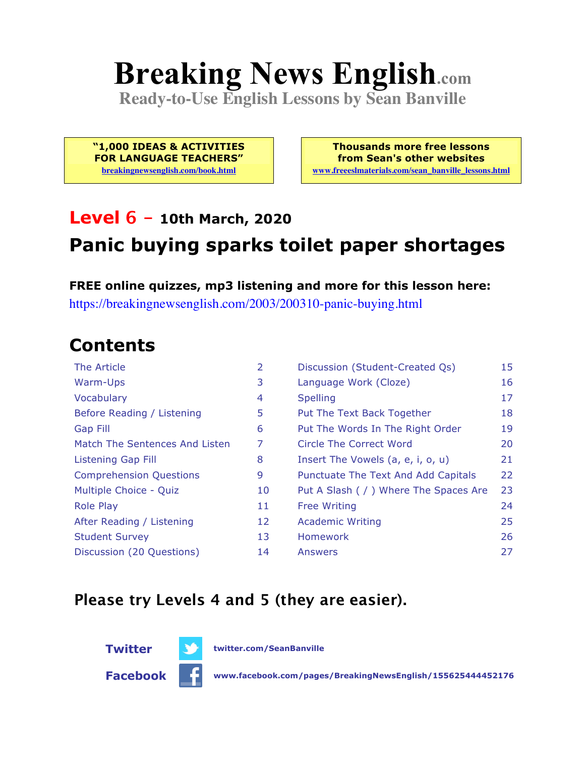# Breaking News English.com

**Ready-to-Use English Lessons by Sean Banville**

> **"1,000 IDEAS & ACTIVITIES FOR LANGUAGE TEACHERS"**
> breakingnewsenglish.com/book.html

> **Thousands more free lessons from Sean's other websites**
> www.freeeslmaterials.com/sean_banville_lessons.html

## Level 6 – 10th March, 2020

## Panic buying sparks toilet paper shortages

**FREE online quizzes, mp3 listening and more for this lesson here:**
https://breakingnewsenglish.com/2003/200310-panic-buying.html

## Contents

| | | | |
|---|---|---|---|
| The Article | 2 | Discussion (Student-Created Qs) | 15 |
| Warm-Ups | 3 | Language Work (Cloze) | 16 |
| Vocabulary | 4 | Spelling | 17 |
| Before Reading / Listening | 5 | Put The Text Back Together | 18 |
| Gap Fill | 6 | Put The Words In The Right Order | 19 |
| Match The Sentences And Listen | 7 | Circle The Correct Word | 20 |
| Listening Gap Fill | 8 | Insert The Vowels (a, e, i, o, u) | 21 |
| Comprehension Questions | 9 | Punctuate The Text And Add Capitals | 22 |
| Multiple Choice - Quiz | 10 | Put A Slash ( / ) Where The Spaces Are | 23 |
| Role Play | 11 | Free Writing | 24 |
| After Reading / Listening | 12 | Academic Writing | 25 |
| Student Survey | 13 | Homework | 26 |
| Discussion (20 Questions) | 14 | Answers | 27 |

**Please try Levels 4 and 5 (they are easier).**

**Twitter** twitter.com/SeanBanville

**Facebook** www.facebook.com/pages/BreakingNewsEnglish/155625444452176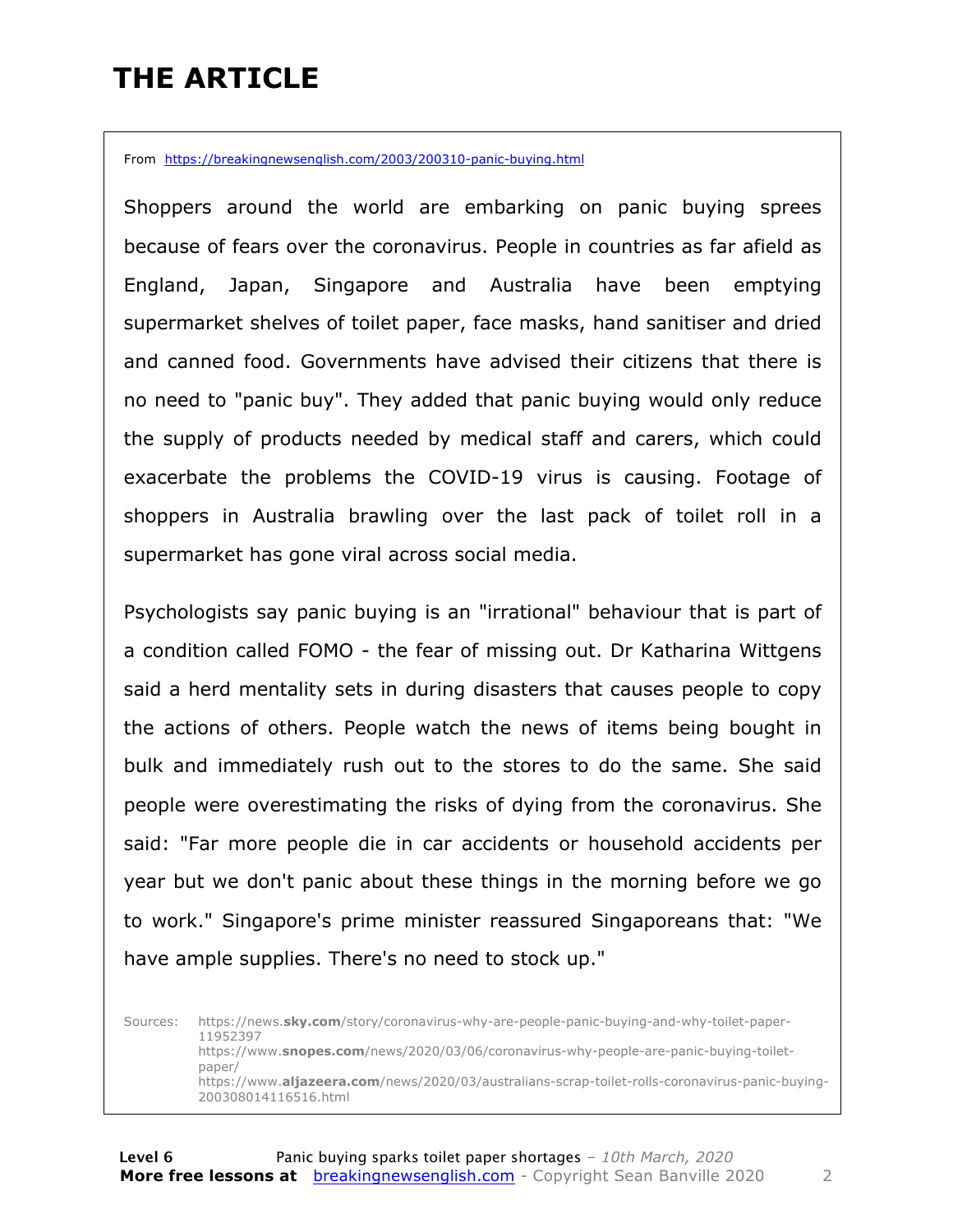# THE ARTICLE

From https://breakingnewsenglish.com/2003/200310-panic-buying.html

Shoppers around the world are embarking on panic buying sprees because of fears over the coronavirus. People in countries as far afield as England, Japan, Singapore and Australia have been emptying supermarket shelves of toilet paper, face masks, hand sanitiser and dried and canned food. Governments have advised their citizens that there is no need to "panic buy". They added that panic buying would only reduce the supply of products needed by medical staff and carers, which could exacerbate the problems the COVID-19 virus is causing. Footage of shoppers in Australia brawling over the last pack of toilet roll in a supermarket has gone viral across social media.

Psychologists say panic buying is an "irrational" behaviour that is part of a condition called FOMO - the fear of missing out. Dr Katharina Wittgens said a herd mentality sets in during disasters that causes people to copy the actions of others. People watch the news of items being bought in bulk and immediately rush out to the stores to do the same. She said people were overestimating the risks of dying from the coronavirus. She said: "Far more people die in car accidents or household accidents per year but we don't panic about these things in the morning before we go to work." Singapore's prime minister reassured Singaporeans that: "We have ample supplies. There's no need to stock up."

Sources:
https://news.sky.com/story/coronavirus-why-are-people-panic-buying-and-why-toilet-paper-11952397
https://www.snopes.com/news/2020/03/06/coronavirus-why-people-are-panic-buying-toilet-paper/
https://www.aljazeera.com/news/2020/03/australians-scrap-toilet-rolls-coronavirus-panic-buying-200308014116516.html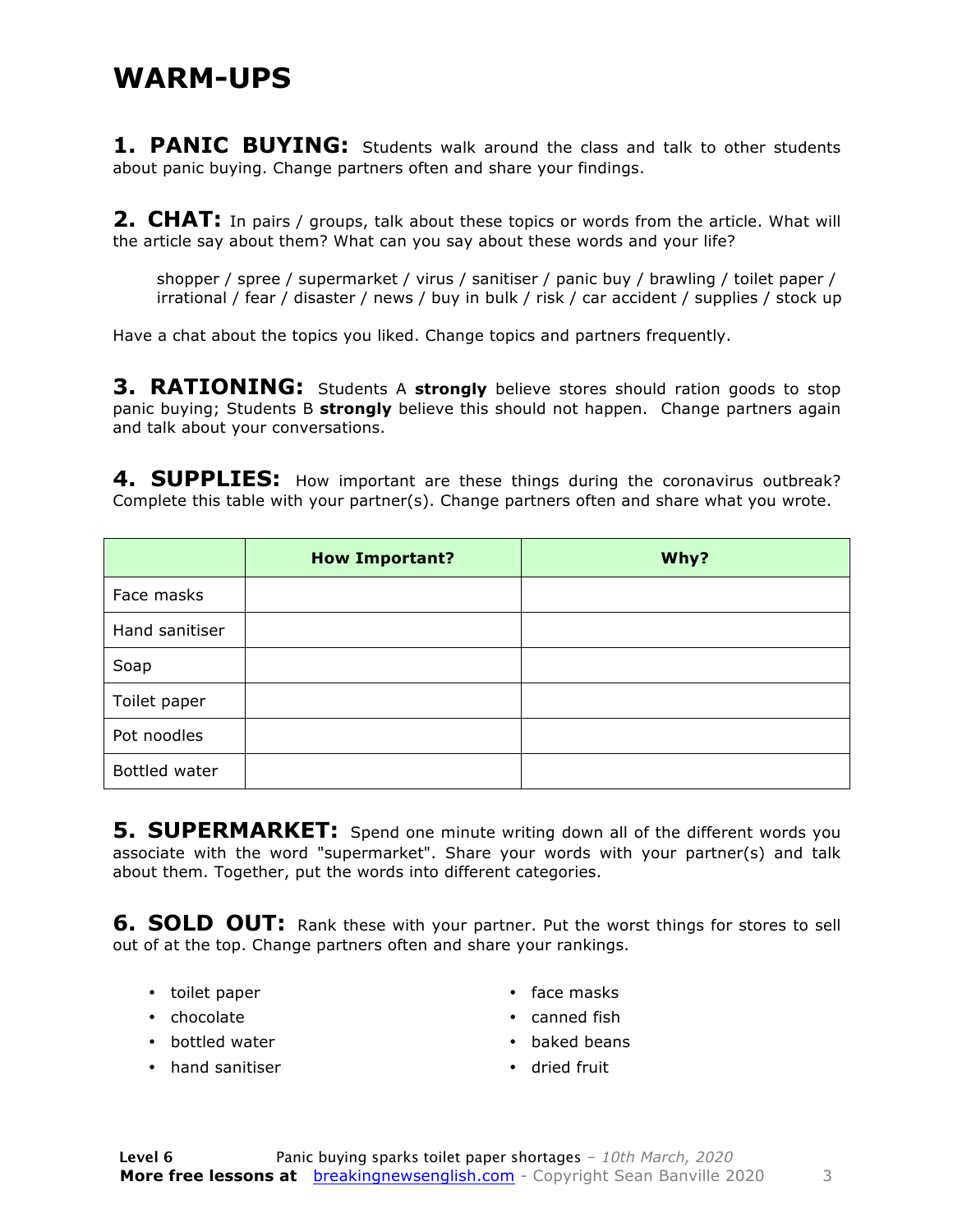# WARM-UPS

**1. PANIC BUYING:** Students walk around the class and talk to other students about panic buying. Change partners often and share your findings.

**2. CHAT:** In pairs / groups, talk about these topics or words from the article. What will the article say about them? What can you say about these words and your life?

> shopper / spree / supermarket / virus / sanitiser / panic buy / brawling / toilet paper / irrational / fear / disaster / news / buy in bulk / risk / car accident / supplies / stock up

Have a chat about the topics you liked. Change topics and partners frequently.

**3. RATIONING:** Students A **strongly** believe stores should ration goods to stop panic buying; Students B **strongly** believe this should not happen. Change partners again and talk about your conversations.

**4. SUPPLIES:** How important are these things during the coronavirus outbreak? Complete this table with your partner(s). Change partners often and share what you wrote.

| | How Important? | Why? |
|---|---|---|
| Face masks | | |
| Hand sanitiser | | |
| Soap | | |
| Toilet paper | | |
| Pot noodles | | |
| Bottled water | | |

**5. SUPERMARKET:** Spend one minute writing down all of the different words you associate with the word "supermarket". Share your words with your partner(s) and talk about them. Together, put the words into different categories.

**6. SOLD OUT:** Rank these with your partner. Put the worst things for stores to sell out of at the top. Change partners often and share your rankings.

- toilet paper
- chocolate
- bottled water
- hand sanitiser
- face masks
- canned fish
- baked beans
- dried fruit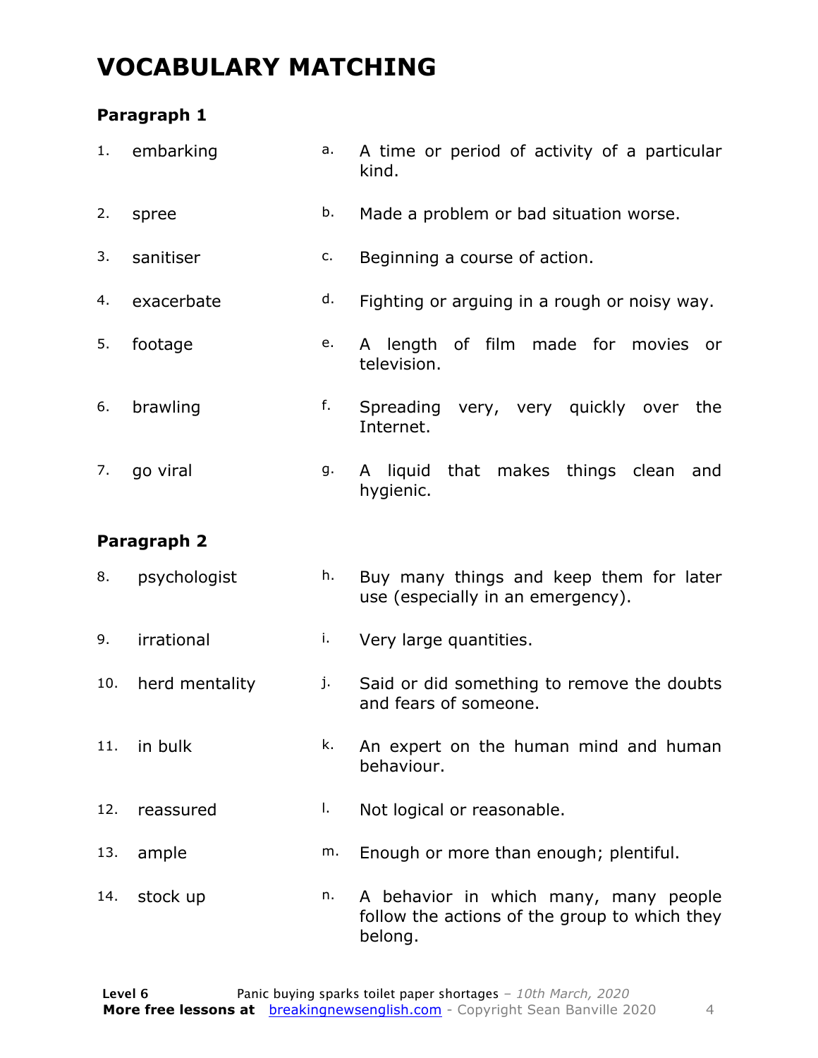# VOCABULARY MATCHING

### Paragraph 1

| | | | |
|---|---|---|---|
| 1. | embarking | a. | A time or period of activity of a particular kind. |
| 2. | spree | b. | Made a problem or bad situation worse. |
| 3. | sanitiser | c. | Beginning a course of action. |
| 4. | exacerbate | d. | Fighting or arguing in a rough or noisy way. |
| 5. | footage | e. | A length of film made for movies or television. |
| 6. | brawling | f. | Spreading very, very quickly over the Internet. |
| 7. | go viral | g. | A liquid that makes things clean and hygienic. |

### Paragraph 2

| | | | |
|---|---|---|---|
| 8. | psychologist | h. | Buy many things and keep them for later use (especially in an emergency). |
| 9. | irrational | i. | Very large quantities. |
| 10. | herd mentality | j. | Said or did something to remove the doubts and fears of someone. |
| 11. | in bulk | k. | An expert on the human mind and human behaviour. |
| 12. | reassured | l. | Not logical or reasonable. |
| 13. | ample | m. | Enough or more than enough; plentiful. |
| 14. | stock up | n. | A behavior in which many, many people follow the actions of the group to which they belong. |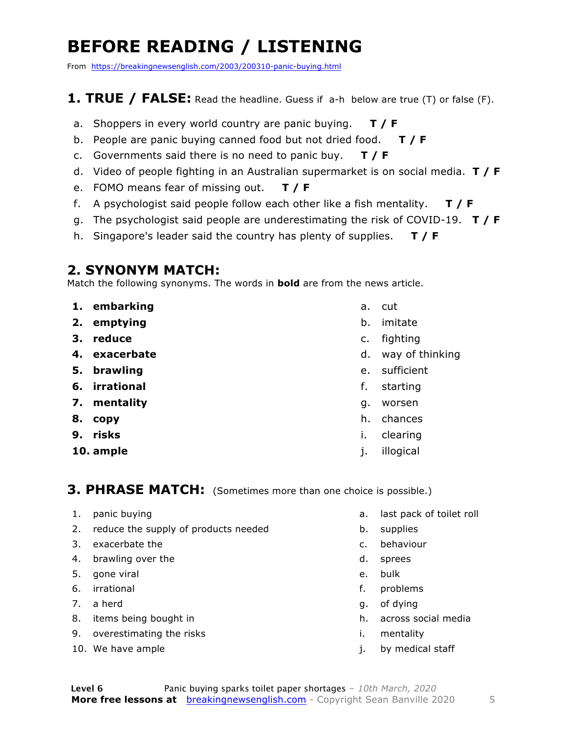# BEFORE READING / LISTENING

From https://breakingnewsenglish.com/2003/200310-panic-buying.html

## 1. TRUE / FALSE: Read the headline. Guess if a-h below are true (T) or false (F).

a. Shoppers in every world country are panic buying. **T / F**

b. People are panic buying canned food but not dried food. **T / F**

c. Governments said there is no need to panic buy. **T / F**

d. Video of people fighting in an Australian supermarket is on social media. **T / F**

e. FOMO means fear of missing out. **T / F**

f. A psychologist said people follow each other like a fish mentality. **T / F**

g. The psychologist said people are underestimating the risk of COVID-19. **T / F**

h. Singapore's leader said the country has plenty of supplies. **T / F**

## 2. SYNONYM MATCH:

Match the following synonyms. The words in **bold** are from the news article.

1. **embarking**
2. **emptying**
3. **reduce**
4. **exacerbate**
5. **brawling**
6. **irrational**
7. **mentality**
8. **copy**
9. **risks**
10. **ample**

a. cut
b. imitate
c. fighting
d. way of thinking
e. sufficient
f. starting
g. worsen
h. chances
i. clearing
j. illogical

## 3. PHRASE MATCH: (Sometimes more than one choice is possible.)

1. panic buying
2. reduce the supply of products needed
3. exacerbate the
4. brawling over the
5. gone viral
6. irrational
7. a herd
8. items being bought in
9. overestimating the risks
10. We have ample

a. last pack of toilet roll
b. supplies
c. behaviour
d. sprees
e. bulk
f. problems
g. of dying
h. across social media
i. mentality
j. by medical staff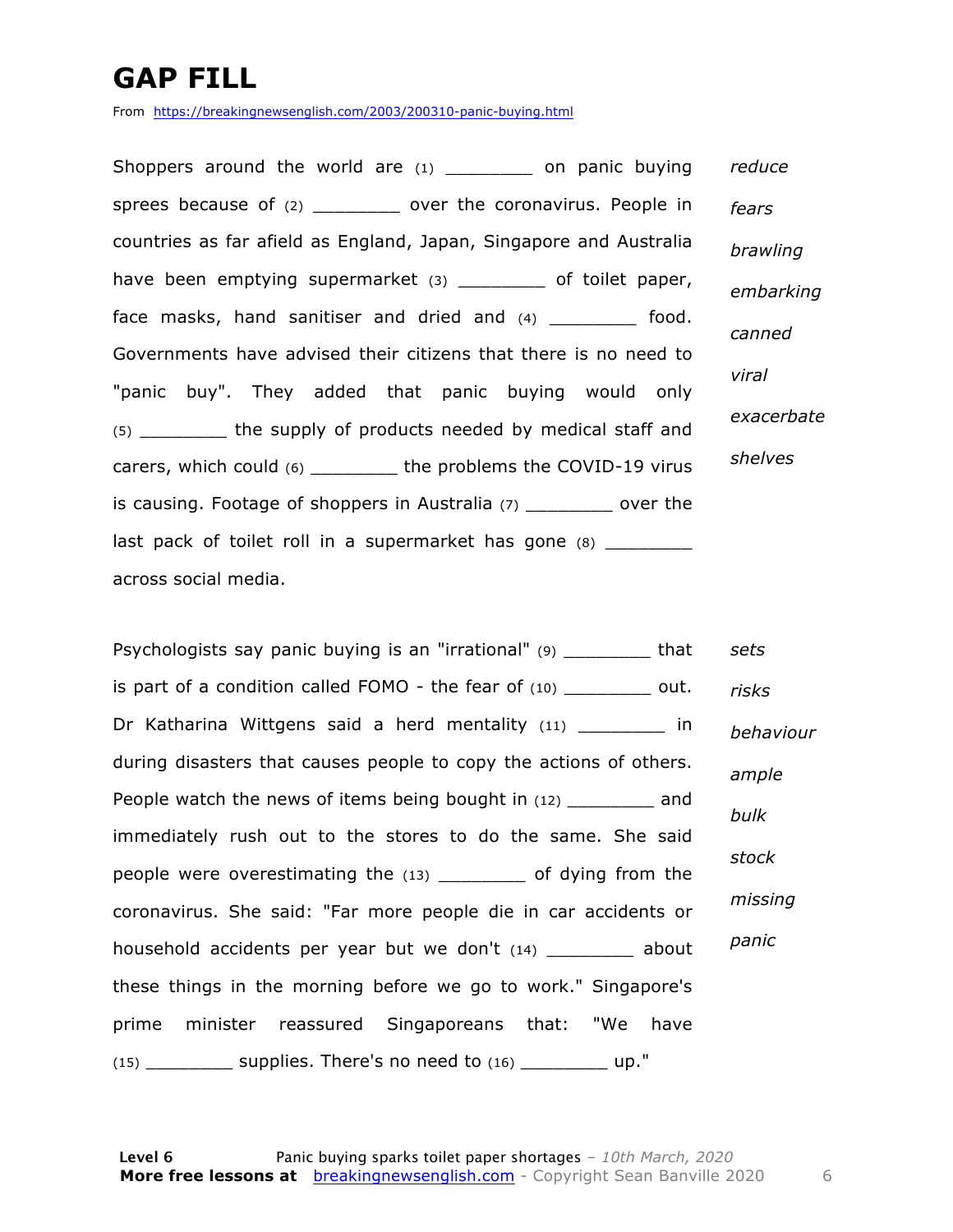# GAP FILL

From https://breakingnewsenglish.com/2003/200310-panic-buying.html

Shoppers around the world are (1) ________ on panic buying sprees because of (2) ________ over the coronavirus. People in countries as far afield as England, Japan, Singapore and Australia have been emptying supermarket (3) ________ of toilet paper, face masks, hand sanitiser and dried and (4) ________ food. Governments have advised their citizens that there is no need to "panic buy". They added that panic buying would only (5) ________ the supply of products needed by medical staff and carers, which could (6) ________ the problems the COVID-19 virus is causing. Footage of shoppers in Australia (7) ________ over the last pack of toilet roll in a supermarket has gone (8) ________ across social media.

*reduce*
*fears*
*brawling*
*embarking*
*canned*
*viral*
*exacerbate*
*shelves*

Psychologists say panic buying is an "irrational" (9) ________ that is part of a condition called FOMO - the fear of (10) ________ out. Dr Katharina Wittgens said a herd mentality (11) ________ in during disasters that causes people to copy the actions of others. People watch the news of items being bought in (12) ________ and immediately rush out to the stores to do the same. She said people were overestimating the (13) ________ of dying from the coronavirus. She said: "Far more people die in car accidents or household accidents per year but we don't (14) ________ about these things in the morning before we go to work." Singapore's prime minister reassured Singaporeans that: "We have (15) ________ supplies. There's no need to (16) ________ up."

*sets*
*risks*
*behaviour*
*ample*
*bulk*
*stock*
*missing*
*panic*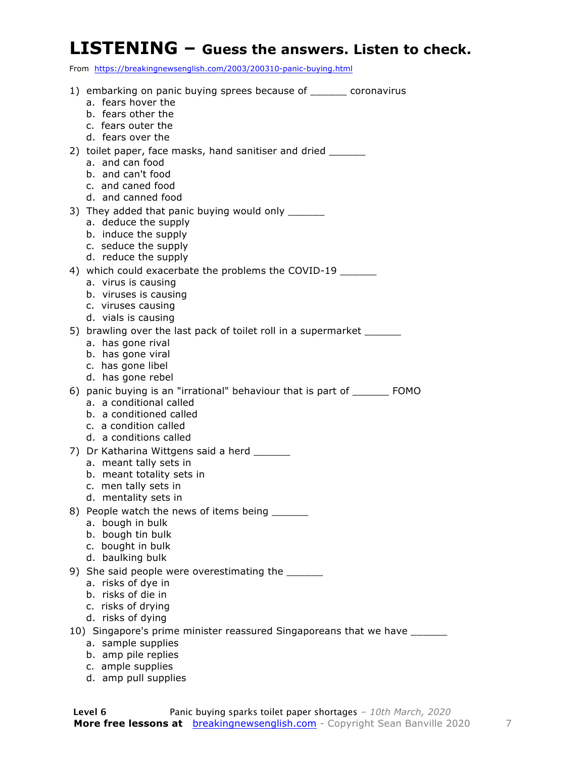# LISTENING – Guess the answers. Listen to check.

From https://breakingnewsenglish.com/2003/200310-panic-buying.html

1) embarking on panic buying sprees because of ______ coronavirus
   a. fears hover the
   b. fears other the
   c. fears outer the
   d. fears over the
2) toilet paper, face masks, hand sanitiser and dried ______
   a. and can food
   b. and can't food
   c. and caned food
   d. and canned food
3) They added that panic buying would only ______
   a. deduce the supply
   b. induce the supply
   c. seduce the supply
   d. reduce the supply
4) which could exacerbate the problems the COVID-19 ______
   a. virus is causing
   b. viruses is causing
   c. viruses causing
   d. vials is causing
5) brawling over the last pack of toilet roll in a supermarket ______
   a. has gone rival
   b. has gone viral
   c. has gone libel
   d. has gone rebel
6) panic buying is an "irrational" behaviour that is part of ______ FOMO
   a. a conditional called
   b. a conditioned called
   c. a condition called
   d. a conditions called
7) Dr Katharina Wittgens said a herd ______
   a. meant tally sets in
   b. meant totality sets in
   c. men tally sets in
   d. mentality sets in
8) People watch the news of items being ______
   a. bough in bulk
   b. bough tin bulk
   c. bought in bulk
   d. baulking bulk
9) She said people were overestimating the ______
   a. risks of dye in
   b. risks of die in
   c. risks of drying
   d. risks of dying
10) Singapore's prime minister reassured Singaporeans that we have ______
   a. sample supplies
   b. amp pile replies
   c. ample supplies
   d. amp pull supplies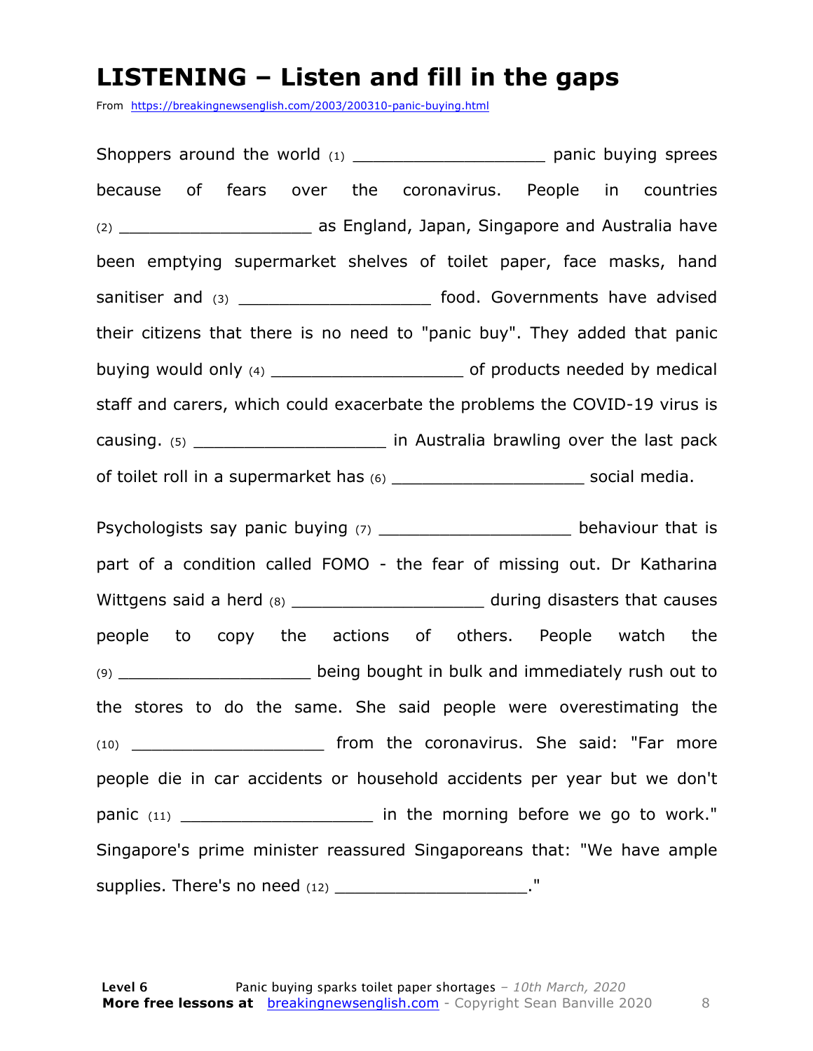# LISTENING – Listen and fill in the gaps

From https://breakingnewsenglish.com/2003/200310-panic-buying.html

Shoppers around the world (1) ___________________ panic buying sprees because of fears over the coronavirus. People in countries (2) ___________________ as England, Japan, Singapore and Australia have been emptying supermarket shelves of toilet paper, face masks, hand sanitiser and (3) ___________________ food. Governments have advised their citizens that there is no need to "panic buy". They added that panic buying would only (4) ___________________ of products needed by medical staff and carers, which could exacerbate the problems the COVID-19 virus is causing. (5) ___________________ in Australia brawling over the last pack of toilet roll in a supermarket has (6) ___________________ social media.

Psychologists say panic buying (7) ___________________ behaviour that is part of a condition called FOMO - the fear of missing out. Dr Katharina Wittgens said a herd (8) ___________________ during disasters that causes people to copy the actions of others. People watch the (9) ___________________ being bought in bulk and immediately rush out to the stores to do the same. She said people were overestimating the (10) ___________________ from the coronavirus. She said: "Far more people die in car accidents or household accidents per year but we don't panic (11) ___________________ in the morning before we go to work." Singapore's prime minister reassured Singaporeans that: "We have ample supplies. There's no need (12) ___________________."

**Level 6** Panic buying sparks toilet paper shortages – *10th March, 2020*
**More free lessons at** breakingnewsenglish.com - Copyright Sean Banville 2020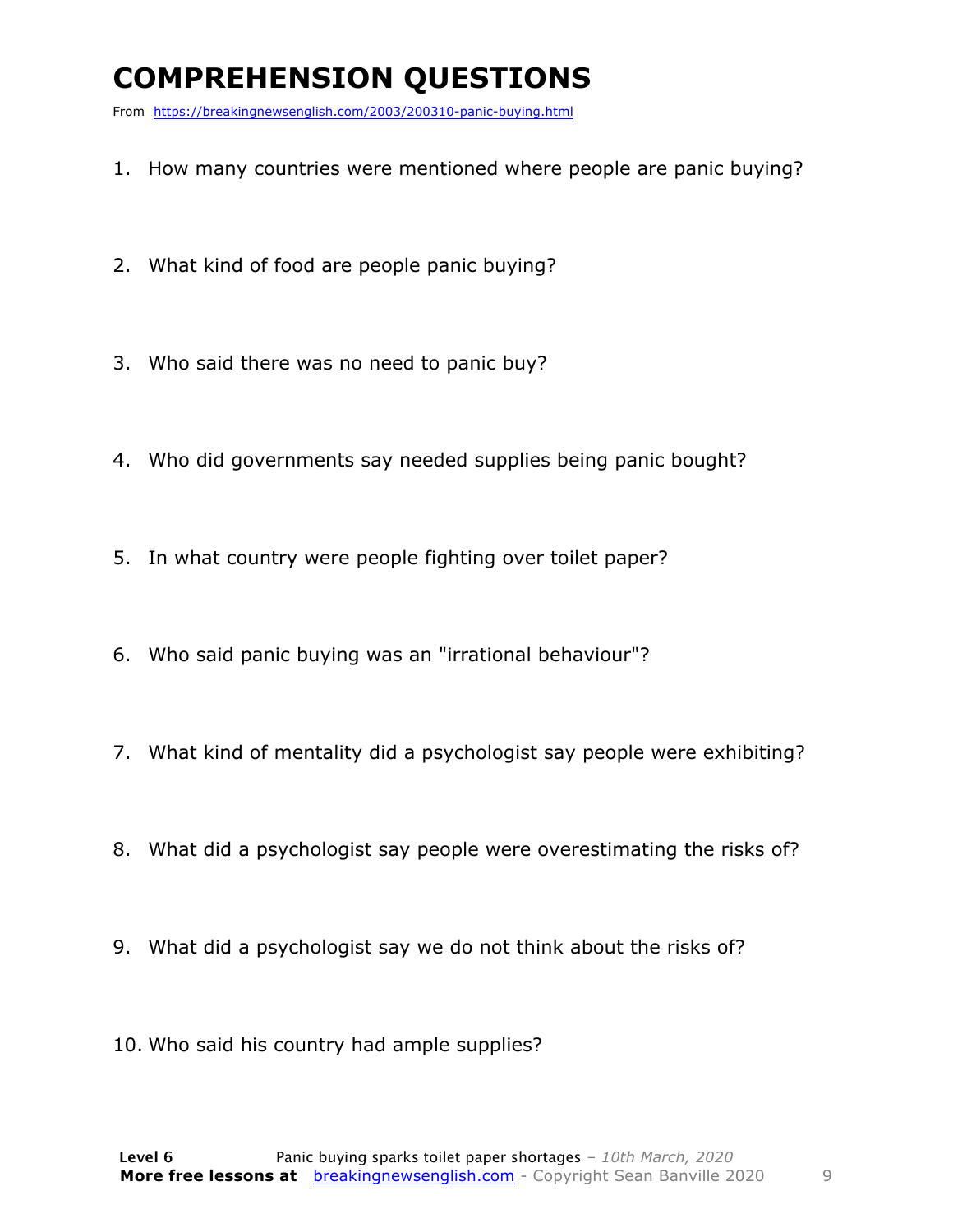# COMPREHENSION QUESTIONS

From https://breakingnewsenglish.com/2003/200310-panic-buying.html

1. How many countries were mentioned where people are panic buying?
2. What kind of food are people panic buying?
3. Who said there was no need to panic buy?
4. Who did governments say needed supplies being panic bought?
5. In what country were people fighting over toilet paper?
6. Who said panic buying was an "irrational behaviour"?
7. What kind of mentality did a psychologist say people were exhibiting?
8. What did a psychologist say people were overestimating the risks of?
9. What did a psychologist say we do not think about the risks of?
10. Who said his country had ample supplies?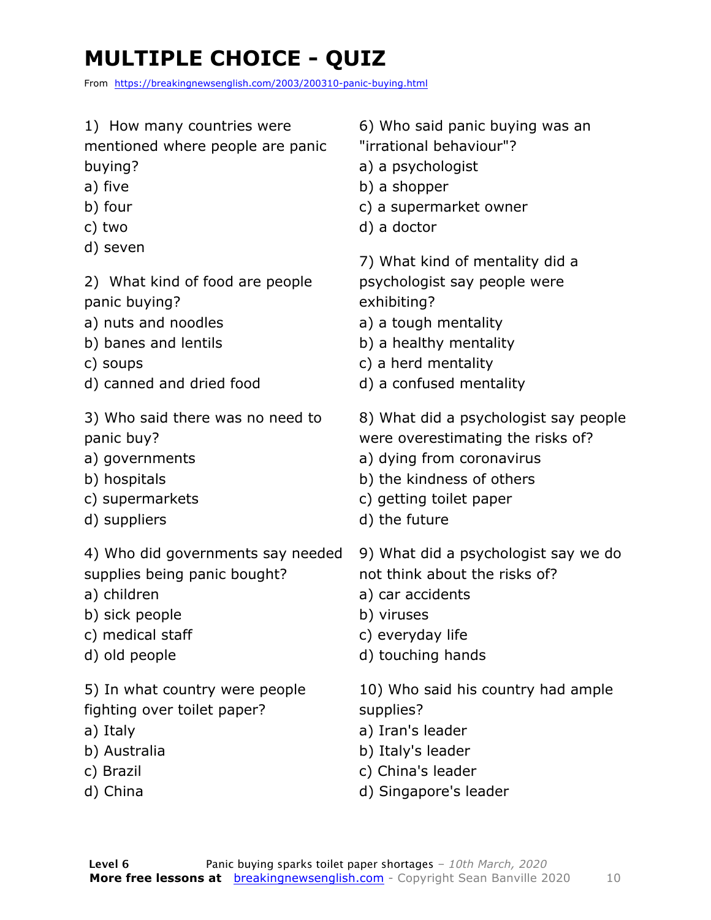# MULTIPLE CHOICE - QUIZ

From https://breakingnewsenglish.com/2003/200310-panic-buying.html

1) How many countries were mentioned where people are panic buying?
a) five
b) four
c) two
d) seven

2) What kind of food are people panic buying?
a) nuts and noodles
b) banes and lentils
c) soups
d) canned and dried food

3) Who said there was no need to panic buy?
a) governments
b) hospitals
c) supermarkets
d) suppliers

4) Who did governments say needed supplies being panic bought?
a) children
b) sick people
c) medical staff
d) old people

5) In what country were people fighting over toilet paper?
a) Italy
b) Australia
c) Brazil
d) China

6) Who said panic buying was an "irrational behaviour"?
a) a psychologist
b) a shopper
c) a supermarket owner
d) a doctor

7) What kind of mentality did a psychologist say people were exhibiting?
a) a tough mentality
b) a healthy mentality
c) a herd mentality
d) a confused mentality

8) What did a psychologist say people were overestimating the risks of?
a) dying from coronavirus
b) the kindness of others
c) getting toilet paper
d) the future

9) What did a psychologist say we do not think about the risks of?
a) car accidents
b) viruses
c) everyday life
d) touching hands

10) Who said his country had ample supplies?
a) Iran's leader
b) Italy's leader
c) China's leader
d) Singapore's leader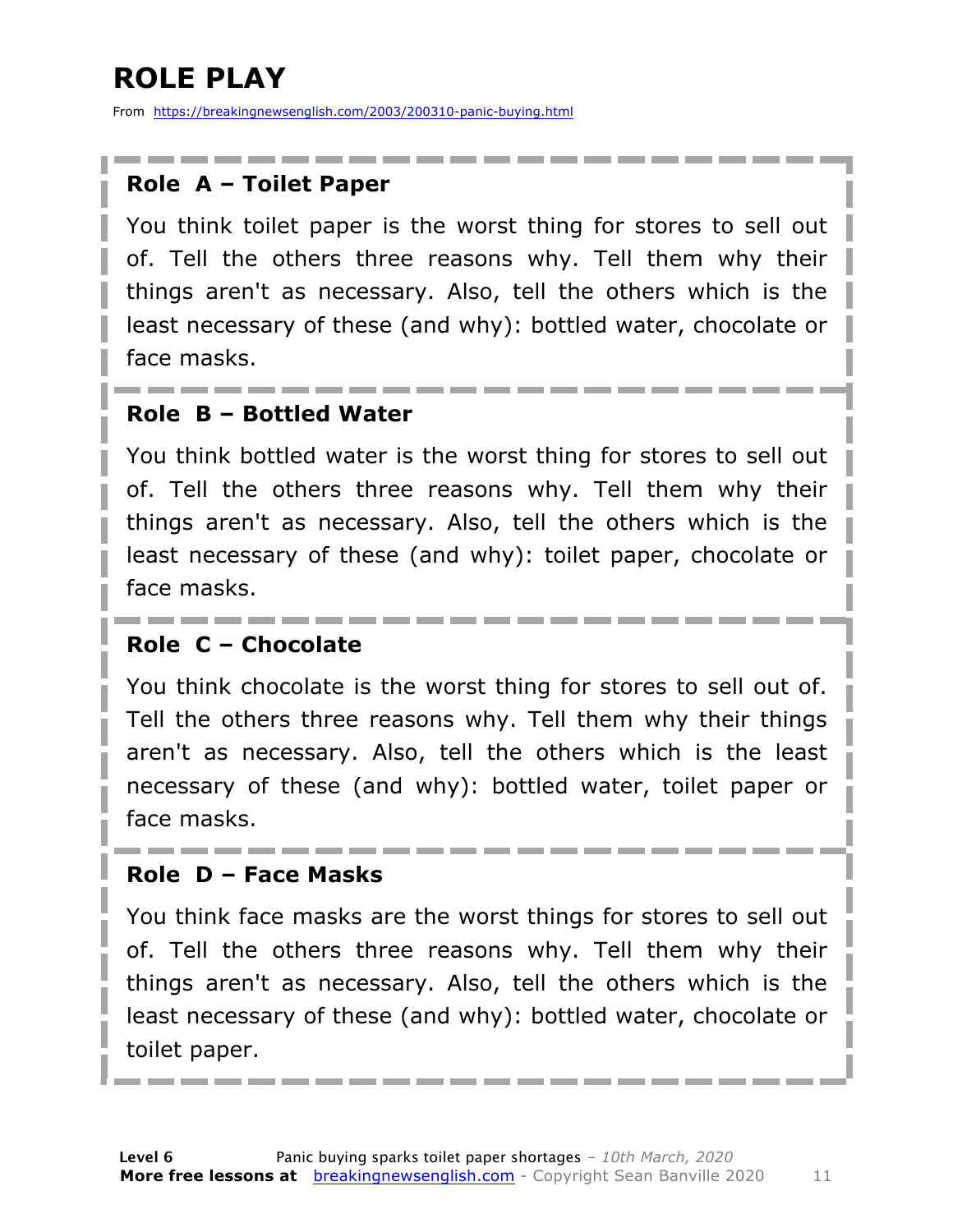# ROLE PLAY

From https://breakingnewsenglish.com/2003/200310-panic-buying.html

### Role A – Toilet Paper

You think toilet paper is the worst thing for stores to sell out of. Tell the others three reasons why. Tell them why their things aren't as necessary. Also, tell the others which is the least necessary of these (and why): bottled water, chocolate or face masks.

### Role B – Bottled Water

You think bottled water is the worst thing for stores to sell out of. Tell the others three reasons why. Tell them why their things aren't as necessary. Also, tell the others which is the least necessary of these (and why): toilet paper, chocolate or face masks.

### Role C – Chocolate

You think chocolate is the worst thing for stores to sell out of. Tell the others three reasons why. Tell them why their things aren't as necessary. Also, tell the others which is the least necessary of these (and why): bottled water, toilet paper or face masks.

### Role D – Face Masks

You think face masks are the worst things for stores to sell out of. Tell the others three reasons why. Tell them why their things aren't as necessary. Also, tell the others which is the least necessary of these (and why): bottled water, chocolate or toilet paper.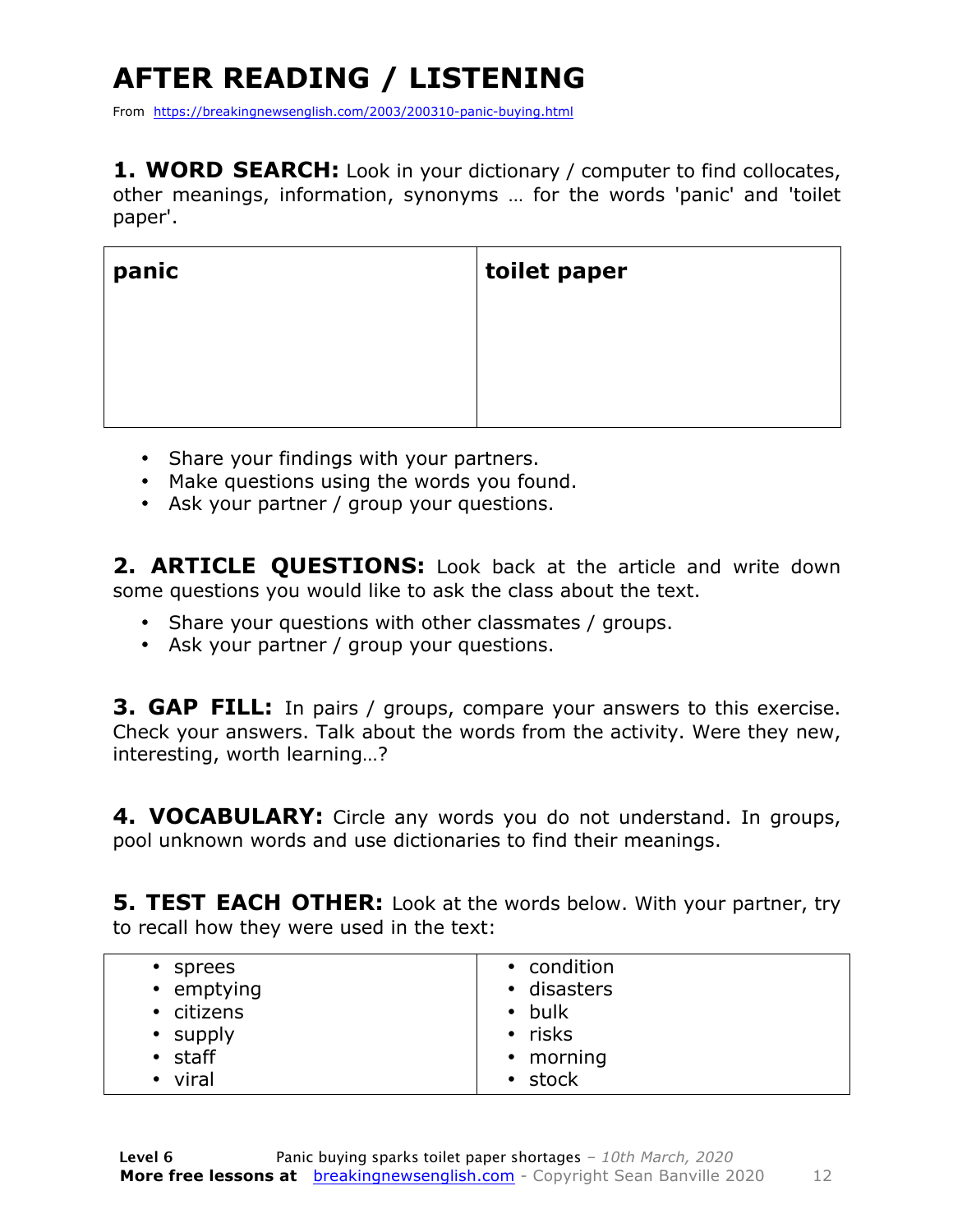# AFTER READING / LISTENING

From https://breakingnewsenglish.com/2003/200310-panic-buying.html

**1. WORD SEARCH:** Look in your dictionary / computer to find collocates, other meanings, information, synonyms … for the words 'panic' and 'toilet paper'.

| panic | toilet paper |
|---|---|
| | |

- Share your findings with your partners.
- Make questions using the words you found.
- Ask your partner / group your questions.

**2. ARTICLE QUESTIONS:** Look back at the article and write down some questions you would like to ask the class about the text.

- Share your questions with other classmates / groups.
- Ask your partner / group your questions.

**3. GAP FILL:** In pairs / groups, compare your answers to this exercise. Check your answers. Talk about the words from the activity. Were they new, interesting, worth learning…?

**4. VOCABULARY:** Circle any words you do not understand. In groups, pool unknown words and use dictionaries to find their meanings.

**5. TEST EACH OTHER:** Look at the words below. With your partner, try to recall how they were used in the text:

| | |
|---|---|
| • sprees<br>• emptying<br>• citizens<br>• supply<br>• staff<br>• viral | • condition<br>• disasters<br>• bulk<br>• risks<br>• morning<br>• stock |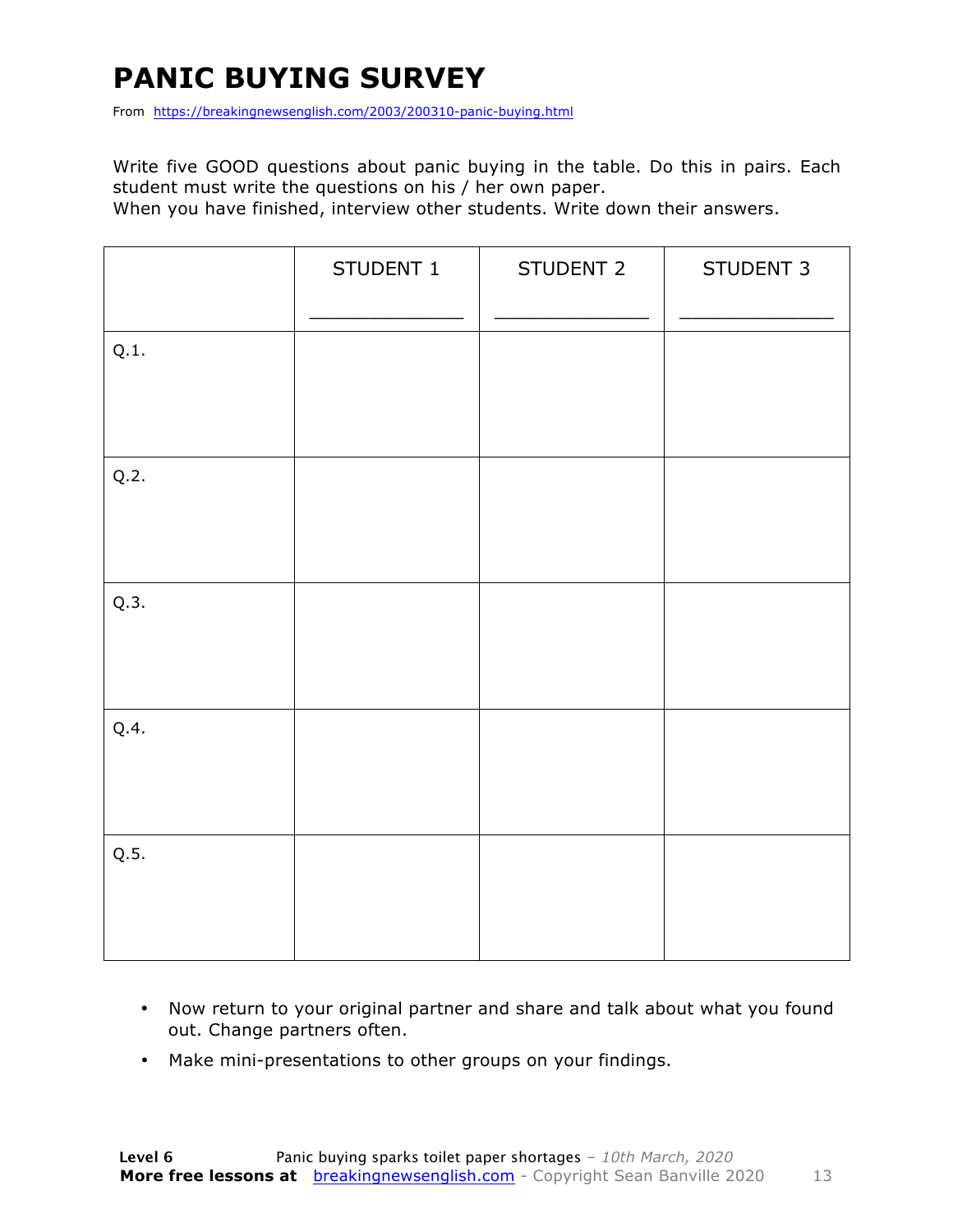# PANIC BUYING SURVEY

From https://breakingnewsenglish.com/2003/200310-panic-buying.html

Write five GOOD questions about panic buying in the table. Do this in pairs. Each student must write the questions on his / her own paper.
When you have finished, interview other students. Write down their answers.

| | STUDENT 1<br>_______________ | STUDENT 2<br>_______________ | STUDENT 3<br>_______________ |
|---|---|---|---|
| Q.1. | | | |
| Q.2. | | | |
| Q.3. | | | |
| Q.4. | | | |
| Q.5. | | | |

- Now return to your original partner and share and talk about what you found out. Change partners often.
- Make mini-presentations to other groups on your findings.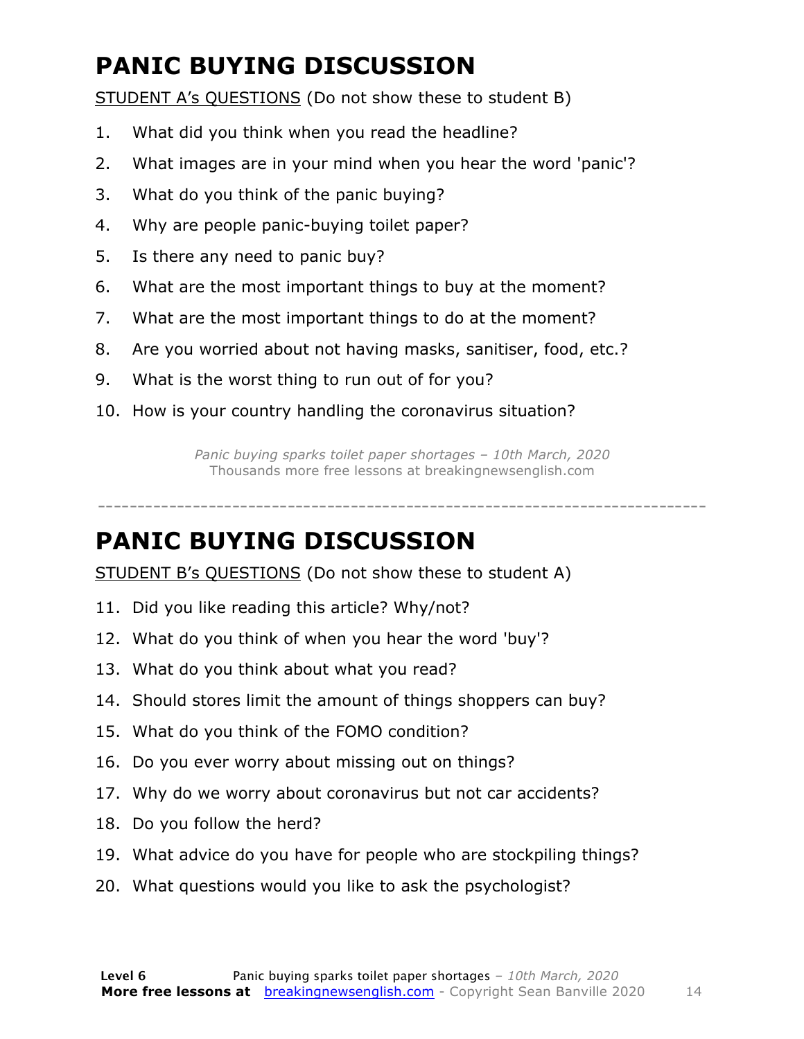# PANIC BUYING DISCUSSION

STUDENT A's QUESTIONS (Do not show these to student B)

1. What did you think when you read the headline?
2. What images are in your mind when you hear the word 'panic'?
3. What do you think of the panic buying?
4. Why are people panic-buying toilet paper?
5. Is there any need to panic buy?
6. What are the most important things to buy at the moment?
7. What are the most important things to do at the moment?
8. Are you worried about not having masks, sanitiser, food, etc.?
9. What is the worst thing to run out of for you?
10. How is your country handling the coronavirus situation?

*Panic buying sparks toilet paper shortages – 10th March, 2020*
Thousands more free lessons at breakingnewsenglish.com

---

# PANIC BUYING DISCUSSION

STUDENT B's QUESTIONS (Do not show these to student A)

11. Did you like reading this article? Why/not?
12. What do you think of when you hear the word 'buy'?
13. What do you think about what you read?
14. Should stores limit the amount of things shoppers can buy?
15. What do you think of the FOMO condition?
16. Do you ever worry about missing out on things?
17. Why do we worry about coronavirus but not car accidents?
18. Do you follow the herd?
19. What advice do you have for people who are stockpiling things?
20. What questions would you like to ask the psychologist?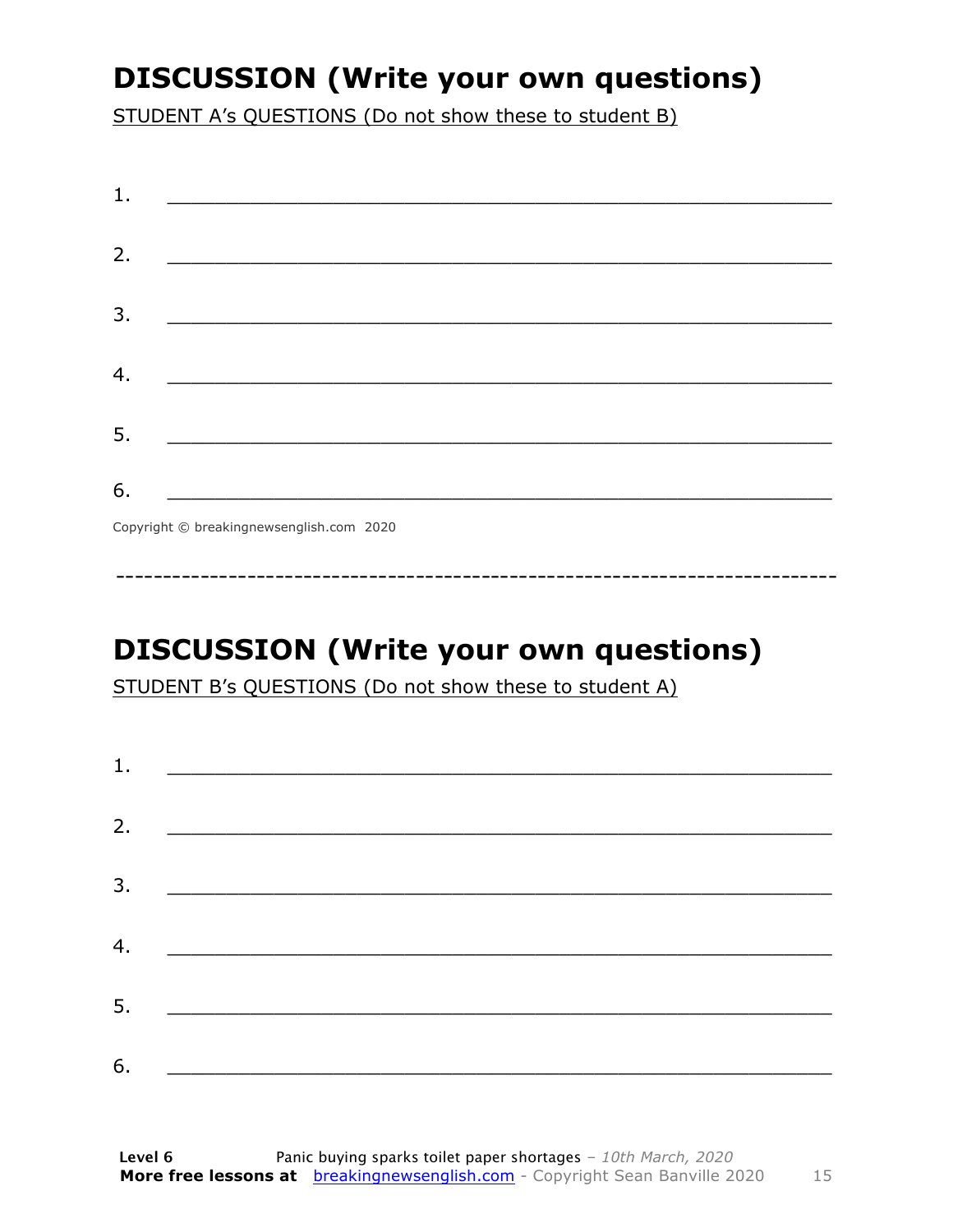## DISCUSSION (Write your own questions)

STUDENT A's QUESTIONS (Do not show these to student B)

1. ___________________________________________________________

2. ___________________________________________________________

3. ___________________________________________________________

4. ___________________________________________________________

5. ___________________________________________________________

6. ___________________________________________________________

Copyright © breakingnewsenglish.com 2020

---

## DISCUSSION (Write your own questions)

STUDENT B's QUESTIONS (Do not show these to student A)

1. ___________________________________________________________

2. ___________________________________________________________

3. ___________________________________________________________

4. ___________________________________________________________

5. ___________________________________________________________

6. ___________________________________________________________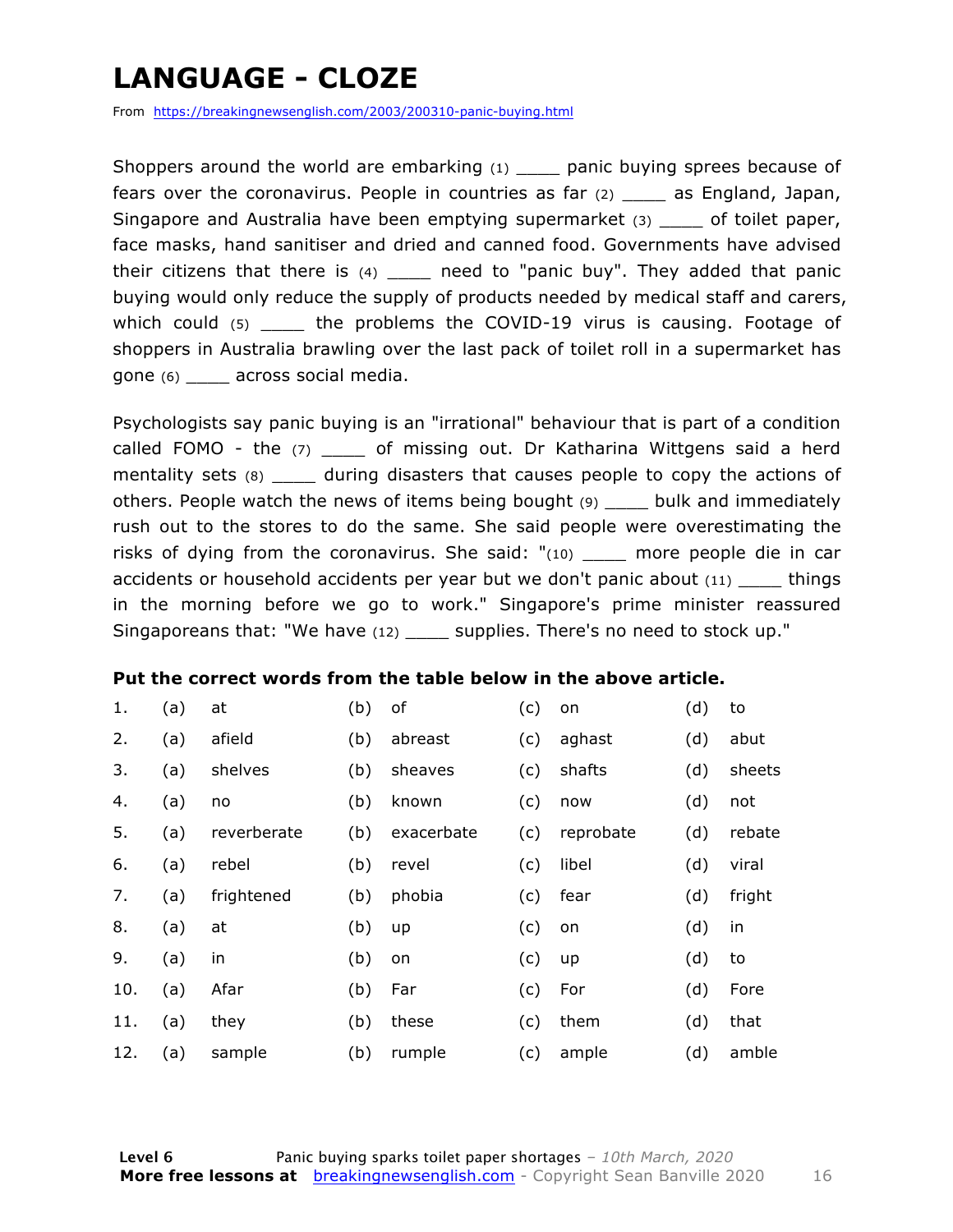# LANGUAGE - CLOZE

From https://breakingnewsenglish.com/2003/200310-panic-buying.html

Shoppers around the world are embarking (1) ____ panic buying sprees because of fears over the coronavirus. People in countries as far (2) ____ as England, Japan, Singapore and Australia have been emptying supermarket (3) ____ of toilet paper, face masks, hand sanitiser and dried and canned food. Governments have advised their citizens that there is (4) ____ need to "panic buy". They added that panic buying would only reduce the supply of products needed by medical staff and carers, which could (5) ____ the problems the COVID-19 virus is causing. Footage of shoppers in Australia brawling over the last pack of toilet roll in a supermarket has gone (6) ____ across social media.

Psychologists say panic buying is an "irrational" behaviour that is part of a condition called FOMO - the (7) ____ of missing out. Dr Katharina Wittgens said a herd mentality sets (8) ____ during disasters that causes people to copy the actions of others. People watch the news of items being bought (9) ____ bulk and immediately rush out to the stores to do the same. She said people were overestimating the risks of dying from the coronavirus. She said: "(10) ____ more people die in car accidents or household accidents per year but we don't panic about (11) ____ things in the morning before we go to work." Singapore's prime minister reassured Singaporeans that: "We have (12) ____ supplies. There's no need to stock up."

**Put the correct words from the table below in the above article.**

| | | | | | | | | |
|---|---|---|---|---|---|---|---|---|
| 1. | (a) | at | (b) | of | (c) | on | (d) | to |
| 2. | (a) | afield | (b) | abreast | (c) | aghast | (d) | abut |
| 3. | (a) | shelves | (b) | sheaves | (c) | shafts | (d) | sheets |
| 4. | (a) | no | (b) | known | (c) | now | (d) | not |
| 5. | (a) | reverberate | (b) | exacerbate | (c) | reprobate | (d) | rebate |
| 6. | (a) | rebel | (b) | revel | (c) | libel | (d) | viral |
| 7. | (a) | frightened | (b) | phobia | (c) | fear | (d) | fright |
| 8. | (a) | at | (b) | up | (c) | on | (d) | in |
| 9. | (a) | in | (b) | on | (c) | up | (d) | to |
| 10. | (a) | Afar | (b) | Far | (c) | For | (d) | Fore |
| 11. | (a) | they | (b) | these | (c) | them | (d) | that |
| 12. | (a) | sample | (b) | rumple | (c) | ample | (d) | amble |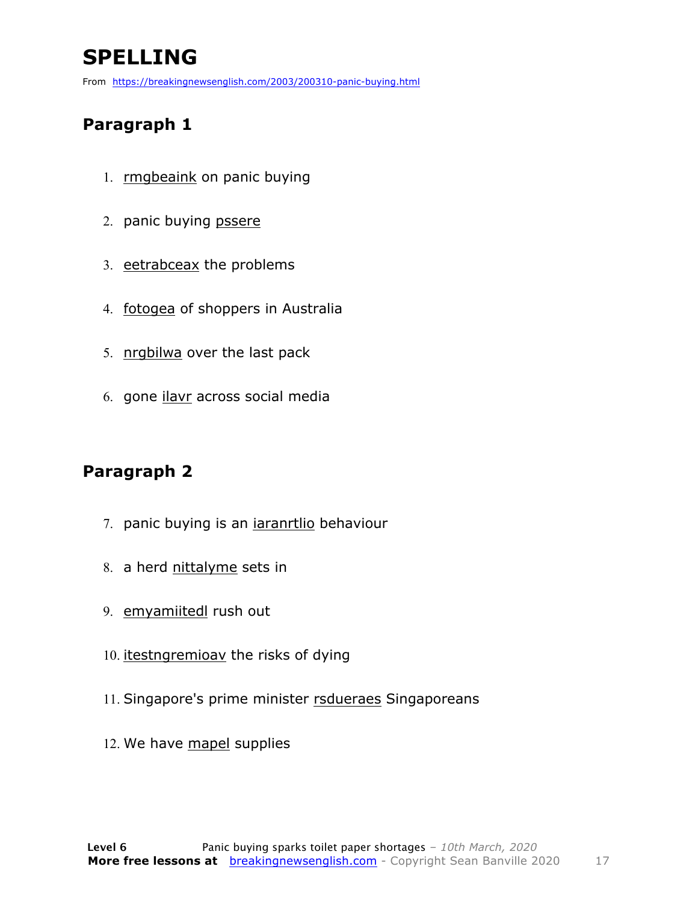# SPELLING

From https://breakingnewsenglish.com/2003/200310-panic-buying.html

## Paragraph 1

1. rmgbeaink on panic buying
2. panic buying pssere
3. eetrabceax the problems
4. fotogea of shoppers in Australia
5. nrgbilwa over the last pack
6. gone ilavr across social media

## Paragraph 2

7. panic buying is an iaranrtlio behaviour
8. a herd nittalyme sets in
9. emyamiitedl rush out
10. itestngremioav the risks of dying
11. Singapore's prime minister rsdueraes Singaporeans
12. We have mapel supplies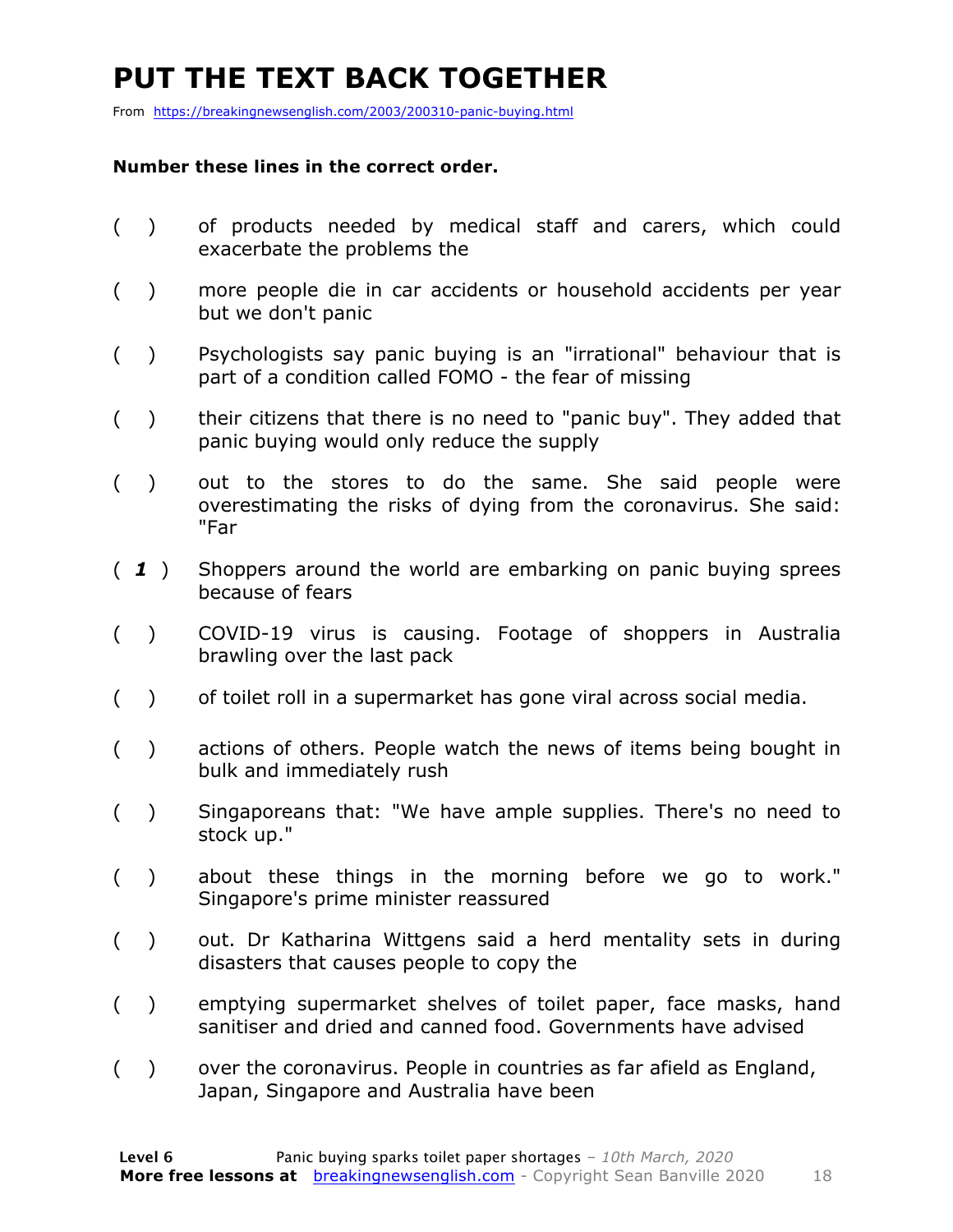# PUT THE TEXT BACK TOGETHER

From https://breakingnewsenglish.com/2003/200310-panic-buying.html

**Number these lines in the correct order.**

( ) of products needed by medical staff and carers, which could exacerbate the problems the

( ) more people die in car accidents or household accidents per year but we don't panic

( ) Psychologists say panic buying is an "irrational" behaviour that is part of a condition called FOMO - the fear of missing

( ) their citizens that there is no need to "panic buy". They added that panic buying would only reduce the supply

( ) out to the stores to do the same. She said people were overestimating the risks of dying from the coronavirus. She said: "Far

( ***1*** ) Shoppers around the world are embarking on panic buying sprees because of fears

( ) COVID-19 virus is causing. Footage of shoppers in Australia brawling over the last pack

( ) of toilet roll in a supermarket has gone viral across social media.

( ) actions of others. People watch the news of items being bought in bulk and immediately rush

( ) Singaporeans that: "We have ample supplies. There's no need to stock up."

( ) about these things in the morning before we go to work." Singapore's prime minister reassured

( ) out. Dr Katharina Wittgens said a herd mentality sets in during disasters that causes people to copy the

( ) emptying supermarket shelves of toilet paper, face masks, hand sanitiser and dried and canned food. Governments have advised

( ) over the coronavirus. People in countries as far afield as England, Japan, Singapore and Australia have been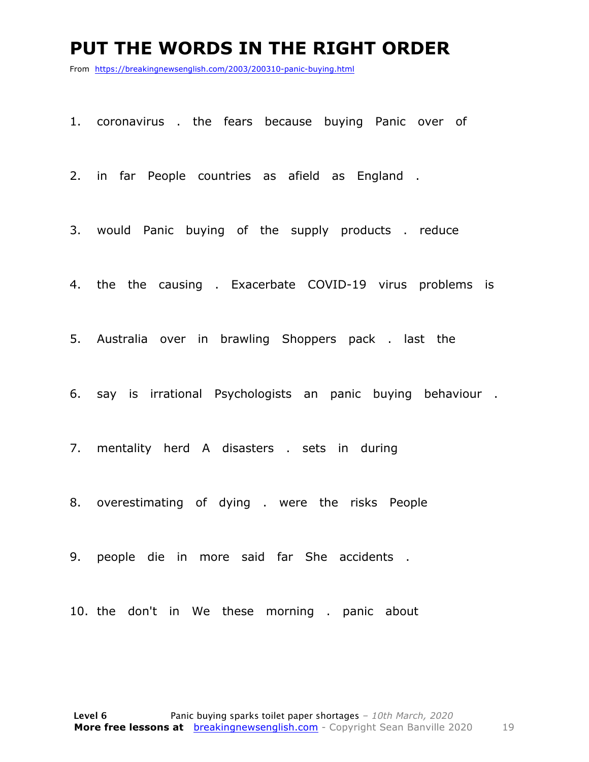# PUT THE WORDS IN THE RIGHT ORDER

From https://breakingnewsenglish.com/2003/200310-panic-buying.html

1. coronavirus . the fears because buying Panic over of

2. in far People countries as afield as England .

3. would Panic buying of the supply products . reduce

4. the the causing . Exacerbate COVID-19 virus problems is

5. Australia over in brawling Shoppers pack . last the

6. say is irrational Psychologists an panic buying behaviour .

7. mentality herd A disasters . sets in during

8. overestimating of dying . were the risks People

9. people die in more said far She accidents .

10. the don't in We these morning . panic about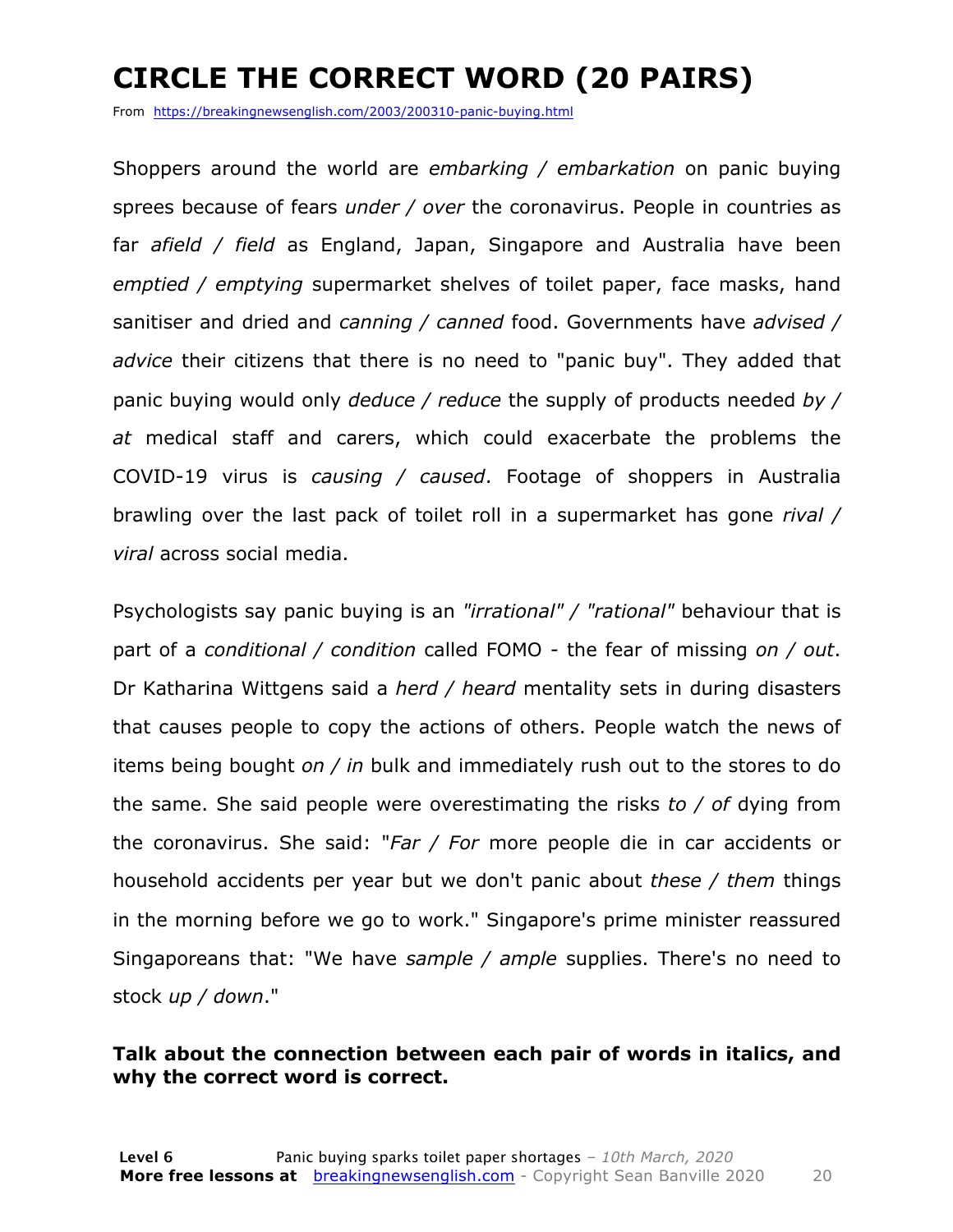# CIRCLE THE CORRECT WORD (20 PAIRS)

From https://breakingnewsenglish.com/2003/200310-panic-buying.html

Shoppers around the world are *embarking / embarkation* on panic buying sprees because of fears *under / over* the coronavirus. People in countries as far *afield / field* as England, Japan, Singapore and Australia have been *emptied / emptying* supermarket shelves of toilet paper, face masks, hand sanitiser and dried and *canning / canned* food. Governments have *advised / advice* their citizens that there is no need to "panic buy". They added that panic buying would only *deduce / reduce* the supply of products needed *by / at* medical staff and carers, which could exacerbate the problems the COVID-19 virus is *causing / caused*. Footage of shoppers in Australia brawling over the last pack of toilet roll in a supermarket has gone *rival / viral* across social media.

Psychologists say panic buying is an *"irrational" / "rational"* behaviour that is part of a *conditional / condition* called FOMO - the fear of missing *on / out*. Dr Katharina Wittgens said a *herd / heard* mentality sets in during disasters that causes people to copy the actions of others. People watch the news of items being bought *on / in* bulk and immediately rush out to the stores to do the same. She said people were overestimating the risks *to / of* dying from the coronavirus. She said: "*Far / For* more people die in car accidents or household accidents per year but we don't panic about *these / them* things in the morning before we go to work." Singapore's prime minister reassured Singaporeans that: "We have *sample / ample* supplies. There's no need to stock *up / down*."

**Talk about the connection between each pair of words in italics, and why the correct word is correct.**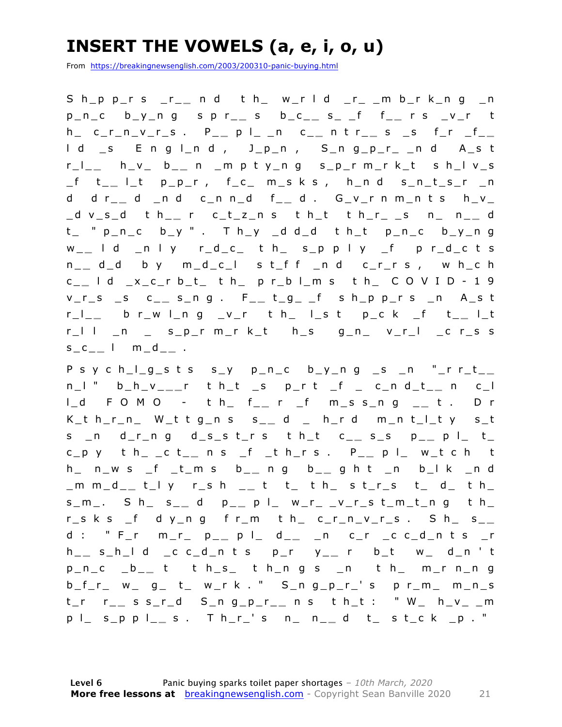# INSERT THE VOWELS (a, e, i, o, u)

From https://breakingnewsenglish.com/2003/200310-panic-buying.html

Sh_pp_rs _r__nd th_ w_rld _r_ _mb_rk_ng _n p_n_c b_y_ng spr__s b_c__s_ _f f__rs _v_r th_ c_r_n_v_r_s. P__pl_ _n c__ntr__s _s f_r _f__ld _s Engl_nd, J_p_n, S_ng_p_r_ _nd A_str_l__ h_v_ b__n _mpty_ng s_p_rm_rk_t sh_lv_s _f t__l_t p_p_r, f_c_ m_sks, h_nd s_n_t_s_r _nd dr__d _nd c_nn_d f__d. G_v_rnm_nts h_v_ _dv_s_d th__r c_t_z_ns th_t th_r_ _s n_ n__d t_ "p_n_c b_y". Th_y _dd_d th_t p_n_c b_y_ng w__ld _nly r_d_c_ th_ s_pply _f pr_d_cts n__d_d by m_d_c_l st_ff _nd c_r_rs, wh_ch c__ld _x_c_rb_t_ th_ pr_bl_ms th_ COVID-19 v_r_s _s c__s_ng. F__t_g_ _f sh_pp_rs _n A_str_l__ br_wl_ng _v_r th_ l_st p_ck _f t__l_t r_ll _n _ s_p_rm_rk_t h_s g_n_ v_r_l _cr_ss s_c__l m_d__.

Psych_l_g_sts s_y p_n_c b_y_ng _s _n "_rr_t__n_l" b_h_v___r th_t _s p_rt _f _ c_nd_t__n c_ll_d FOMO - th_ f__r _f m_ss_ng __t. Dr K_th_r_n_ W_ttg_ns s__d _ h_rd m_nt_l_ty s_ts _n d_r_ng d_s_st_rs th_t c__s_s p__pl_ t_ c_py th_ _ct__ns _f _th_rs. P__pl_ w_tch th_ n_ws _f _t_ms b__ng b__ght _n b_lk _nd _mm_d__t_ly r_sh __t t_ th_ st_r_s t_ d_ th_ s_m_. Sh_ s__d p__pl_ w_r_ _v_r_st_m_t_ng th_ r_sks _f dy_ng fr_m th_ c_r_n_v_r_s. Sh_ s__d: "F_r m_r_ p__pl_ d__ _n c_r _cc_d_nts _r h__s_h_ld _cc_d_nts p_r y__r b_t w_ d_n't p_n_c _b__t th_s_ th_ngs _n th_ m_rn_ng b_f_r_ w_ g_ t_ w_rk." S_ng_p_r_'s pr_m_ m_n_st_r r__ss_r_d S_ng_p_r__ns th_t: "W_ h_v_ _mpl_ s_ppl__s. Th_r_'s n_ n__d t_ st_ck _p."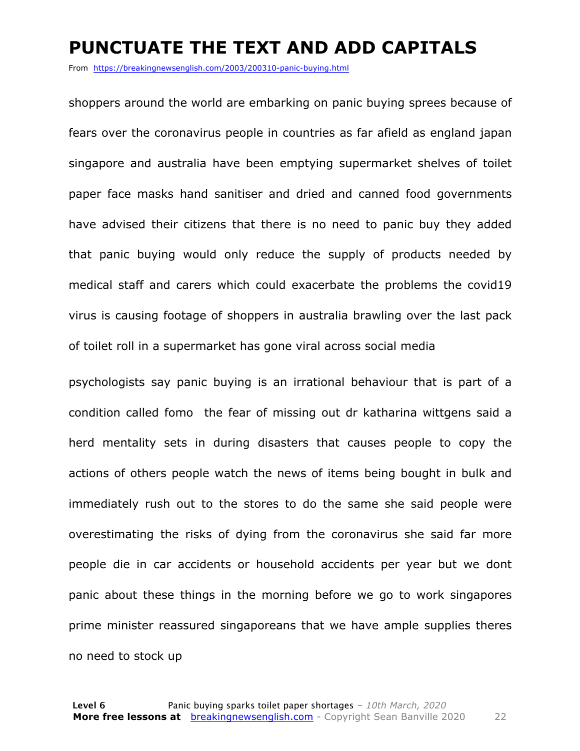# PUNCTUATE THE TEXT AND ADD CAPITALS

From https://breakingnewsenglish.com/2003/200310-panic-buying.html

shoppers around the world are embarking on panic buying sprees because of fears over the coronavirus people in countries as far afield as england japan singapore and australia have been emptying supermarket shelves of toilet paper face masks hand sanitiser and dried and canned food governments have advised their citizens that there is no need to panic buy they added that panic buying would only reduce the supply of products needed by medical staff and carers which could exacerbate the problems the covid19 virus is causing footage of shoppers in australia brawling over the last pack of toilet roll in a supermarket has gone viral across social media

psychologists say panic buying is an irrational behaviour that is part of a condition called fomo  the fear of missing out dr katharina wittgens said a herd mentality sets in during disasters that causes people to copy the actions of others people watch the news of items being bought in bulk and immediately rush out to the stores to do the same she said people were overestimating the risks of dying from the coronavirus she said far more people die in car accidents or household accidents per year but we dont panic about these things in the morning before we go to work singapores prime minister reassured singaporeans that we have ample supplies theres no need to stock up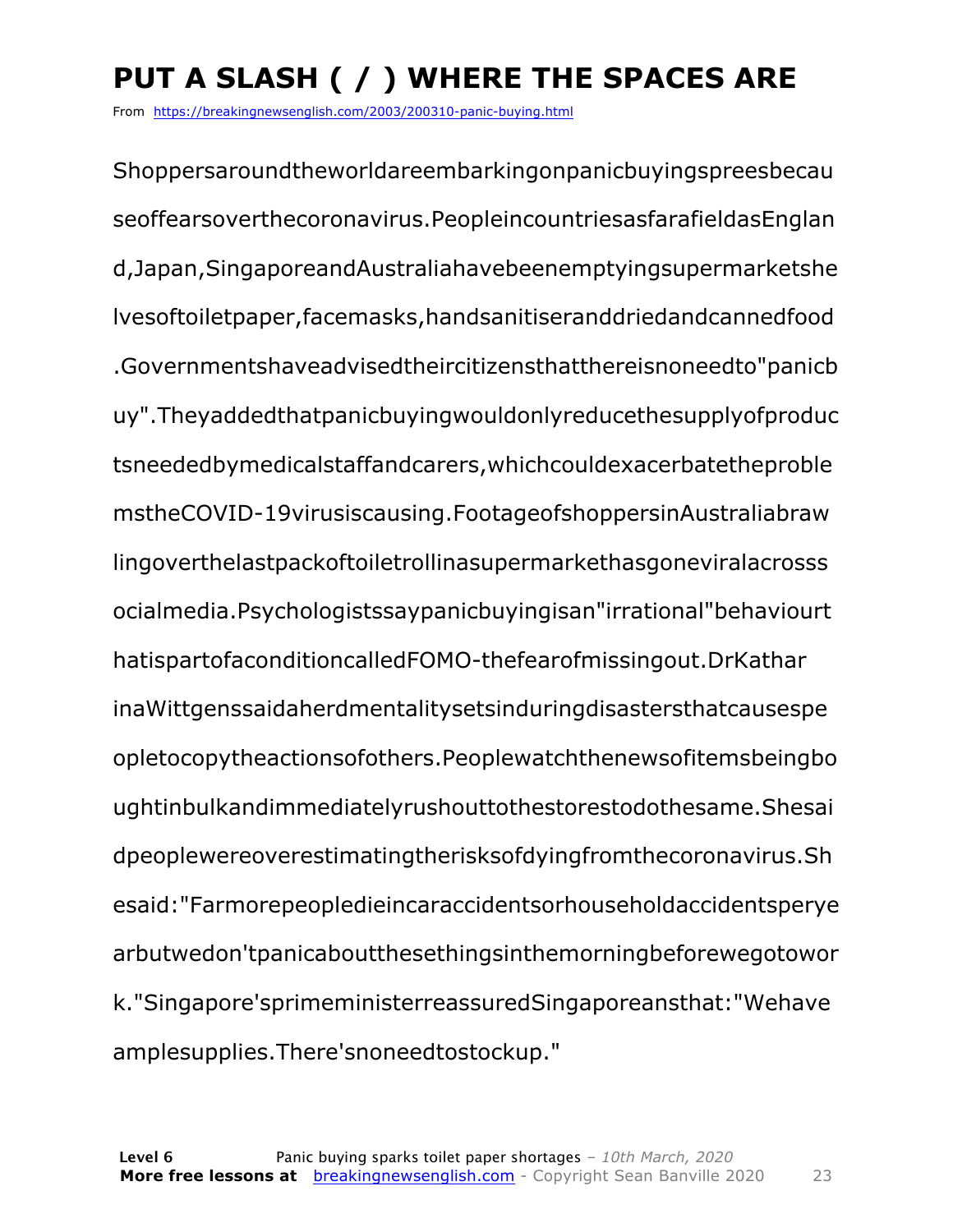# PUT A SLASH ( / ) WHERE THE SPACES ARE

From https://breakingnewsenglish.com/2003/200310-panic-buying.html

Shoppersaroundtheworldareembarkingonpanicbuyingspreesbecau
seoffearsoverthecoronavirus.PeopleincountriesasfarafieldasEnglan
d,Japan,SingaporeandAustraliahavebeenemptyingsupermarketshe
lvesoftoiletpaper,facemasks,handsanitiseranddriedandcannedfood
.Governmentshaveadvisedtheircitizensthatthereisnoneedto"panicb
uy".Theyaddedthatpanicbuyingwouldonlyreducethesupplyofproduc
tsneededbymedicalstaffandcarers,whichcouldexacerbatetheproble
mstheCOVID-19virusiscausing.FootageofshoppersinAustraliabraw
lingoverthelastpackoftoiletrollinasupermarkethasgoneviralacrosss
ocialmedia.Psychologistssaypanicbuyingisan"irrational"behaviourt
hatispartofaconditioncalledFOMO-thefearofmissingout.DrKathar
inaWittgenssaidaherdmentalitysetsinduringdisastersthatcausespe
opletocopytheactionsofothers.Peoplewatchthenewsofitemsbeingbo
ughtinbulkandimmediatelyrushouttothestorestodothesame.Shesai
dpeoplewereoverestimatingtherisksofdyingfromthecoronavirus.Sh
esaid:"Farmorepeopledieincaraccidentsorhouseholdaccidentsperye
arbutwedon'tpanicaboutthesethingsinthemorningbeforewegotowor
k."Singapore'sprimeministerreassuredSingaporeansthat:"Wehave
amplesupplies.There'snoneedtostockup."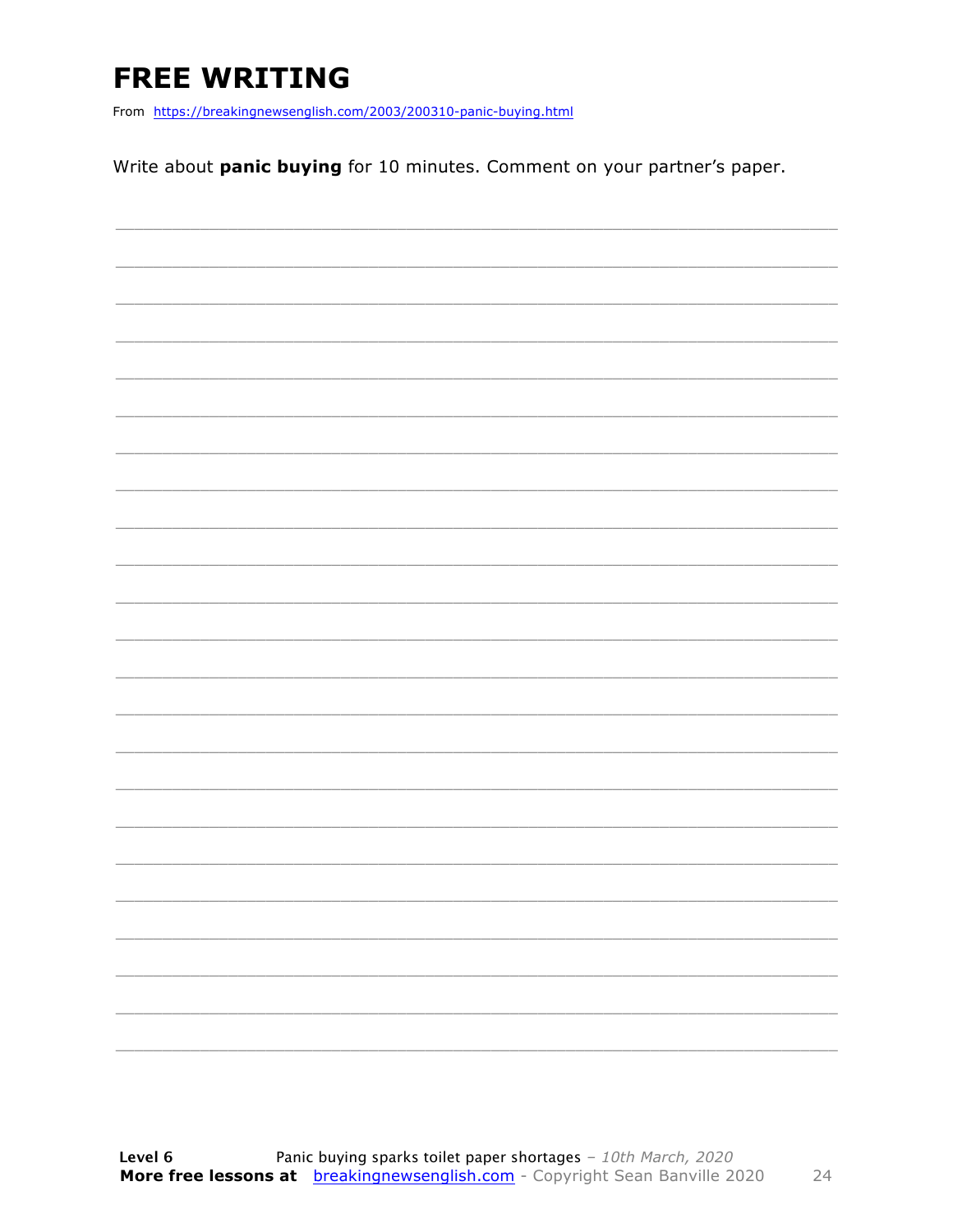# FREE WRITING

From https://breakingnewsenglish.com/2003/200310-panic-buying.html

Write about **panic buying** for 10 minutes. Comment on your partner's paper.

___________________________________________________________________________

___________________________________________________________________________

___________________________________________________________________________

___________________________________________________________________________

___________________________________________________________________________

___________________________________________________________________________

___________________________________________________________________________

___________________________________________________________________________

___________________________________________________________________________

___________________________________________________________________________

___________________________________________________________________________

___________________________________________________________________________

___________________________________________________________________________

___________________________________________________________________________

___________________________________________________________________________

___________________________________________________________________________

___________________________________________________________________________

___________________________________________________________________________

___________________________________________________________________________

___________________________________________________________________________

___________________________________________________________________________

___________________________________________________________________________

___________________________________________________________________________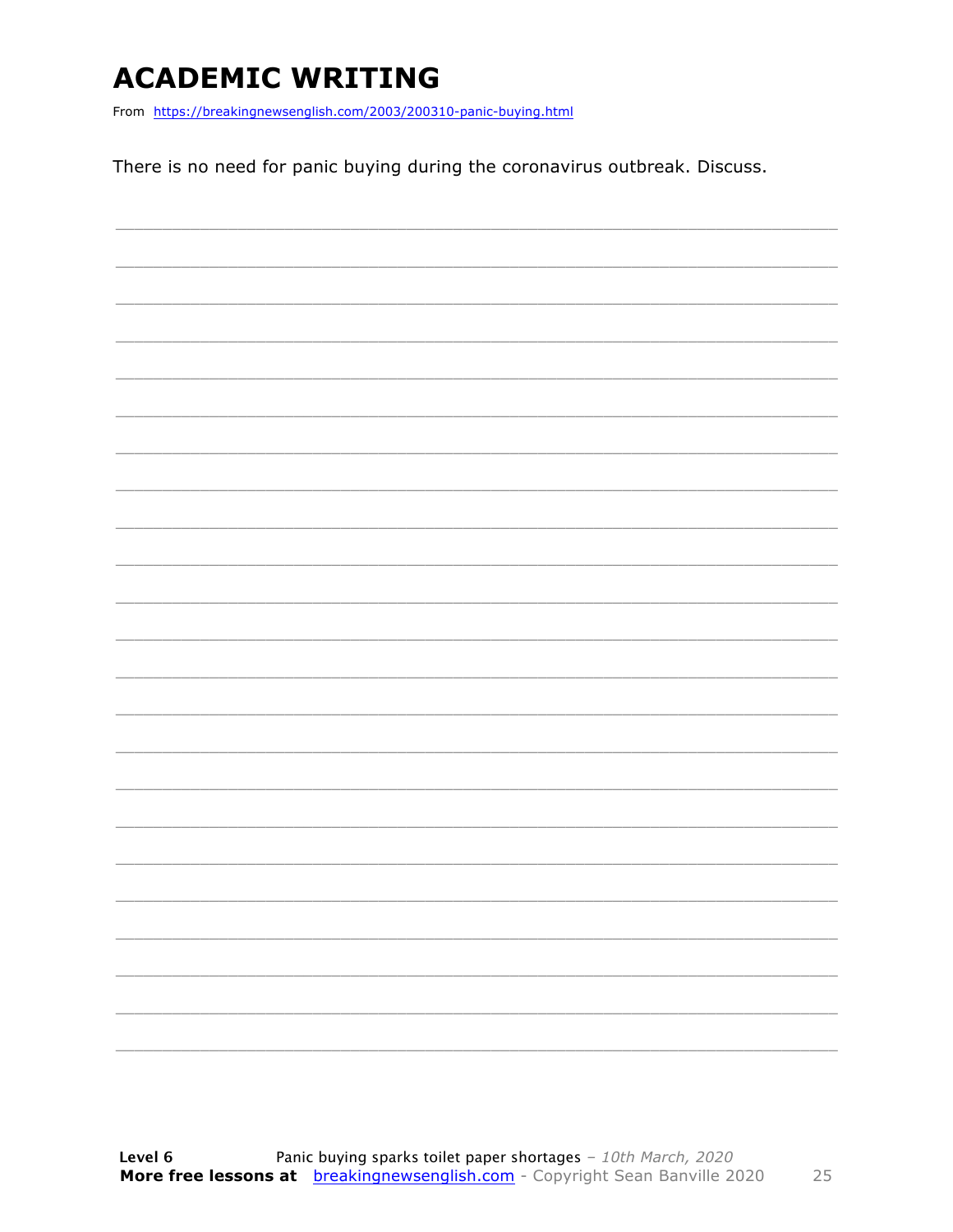# ACADEMIC WRITING

From https://breakingnewsenglish.com/2003/200310-panic-buying.html

There is no need for panic buying during the coronavirus outbreak. Discuss.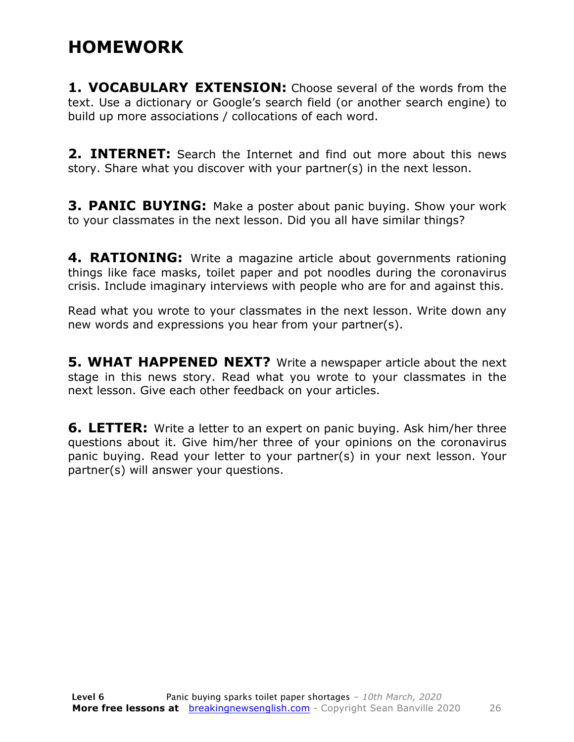# HOMEWORK

**1. VOCABULARY EXTENSION:** Choose several of the words from the text. Use a dictionary or Google's search field (or another search engine) to build up more associations / collocations of each word.

**2. INTERNET:** Search the Internet and find out more about this news story. Share what you discover with your partner(s) in the next lesson.

**3. PANIC BUYING:** Make a poster about panic buying. Show your work to your classmates in the next lesson. Did you all have similar things?

**4. RATIONING:** Write a magazine article about governments rationing things like face masks, toilet paper and pot noodles during the coronavirus crisis. Include imaginary interviews with people who are for and against this.

Read what you wrote to your classmates in the next lesson. Write down any new words and expressions you hear from your partner(s).

**5. WHAT HAPPENED NEXT?** Write a newspaper article about the next stage in this news story. Read what you wrote to your classmates in the next lesson. Give each other feedback on your articles.

**6. LETTER:** Write a letter to an expert on panic buying. Ask him/her three questions about it. Give him/her three of your opinions on the coronavirus panic buying. Read your letter to your partner(s) in your next lesson. Your partner(s) will answer your questions.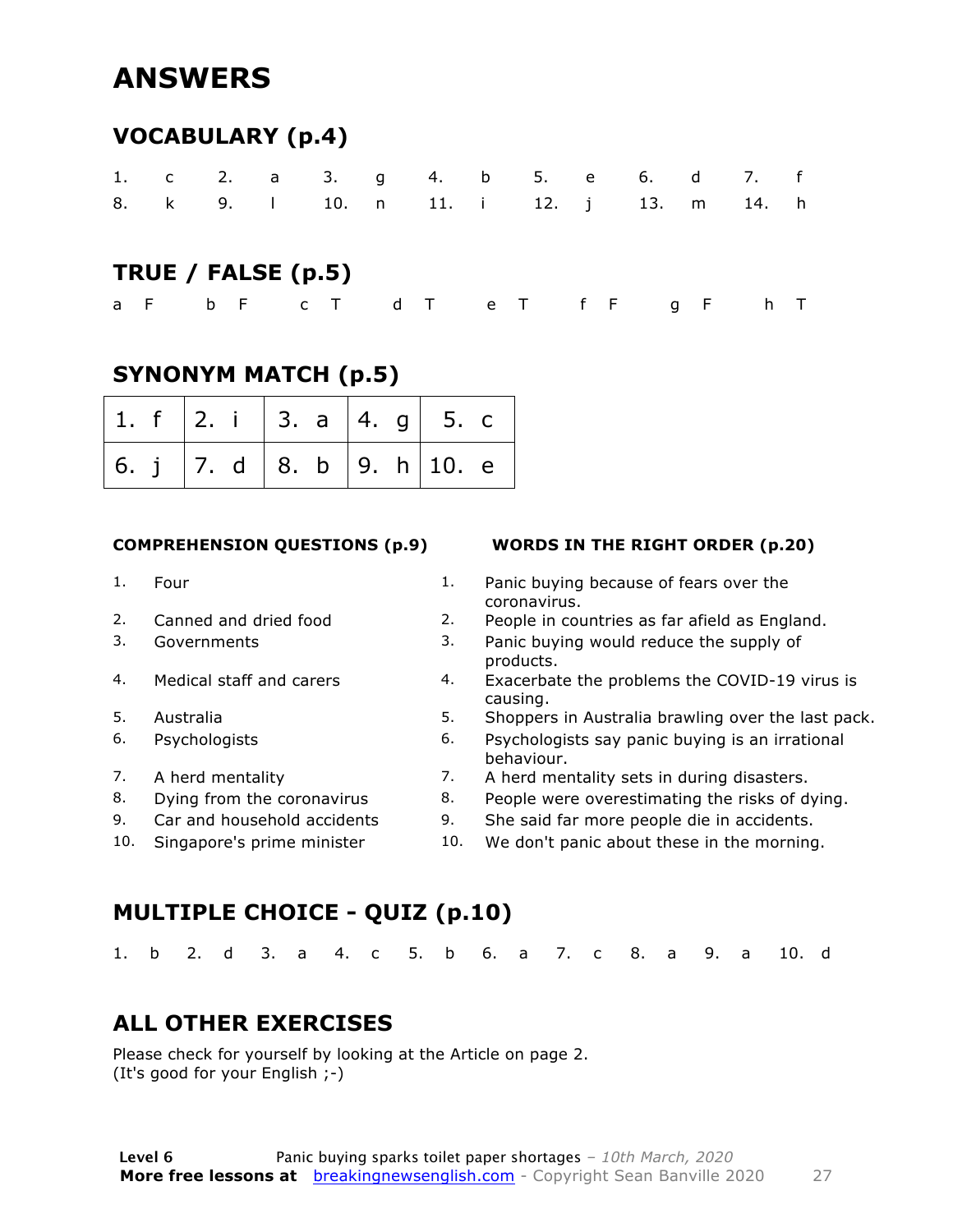# ANSWERS

## VOCABULARY (p.4)

| | | | | | | |
|---|---|---|---|---|---|---|
| 1. c | 2. a | 3. g | 4. b | 5. e | 6. d | 7. f |
| 8. k | 9. l | 10. n | 11. i | 12. j | 13. m | 14. h |

## TRUE / FALSE (p.5)

a F b F c T d T e T f F g F h T

## SYNONYM MATCH (p.5)

| | | | | |
|---|---|---|---|---|
| 1. f | 2. i | 3. a | 4. g | 5. c |
| 6. j | 7. d | 8. b | 9. h | 10. e |

### COMPREHENSION QUESTIONS (p.9)

1. Four
2. Canned and dried food
3. Governments
4. Medical staff and carers
5. Australia
6. Psychologists
7. A herd mentality
8. Dying from the coronavirus
9. Car and household accidents
10. Singapore's prime minister

### WORDS IN THE RIGHT ORDER (p.20)

1. Panic buying because of fears over the coronavirus.
2. People in countries as far afield as England.
3. Panic buying would reduce the supply of products.
4. Exacerbate the problems the COVID-19 virus is causing.
5. Shoppers in Australia brawling over the last pack.
6. Psychologists say panic buying is an irrational behaviour.
7. A herd mentality sets in during disasters.
8. People were overestimating the risks of dying.
9. She said far more people die in accidents.
10. We don't panic about these in the morning.

## MULTIPLE CHOICE - QUIZ (p.10)

1. b 2. d 3. a 4. c 5. b 6. a 7. c 8. a 9. a 10. d

## ALL OTHER EXERCISES

Please check for yourself by looking at the Article on page 2.
(It's good for your English ;-)